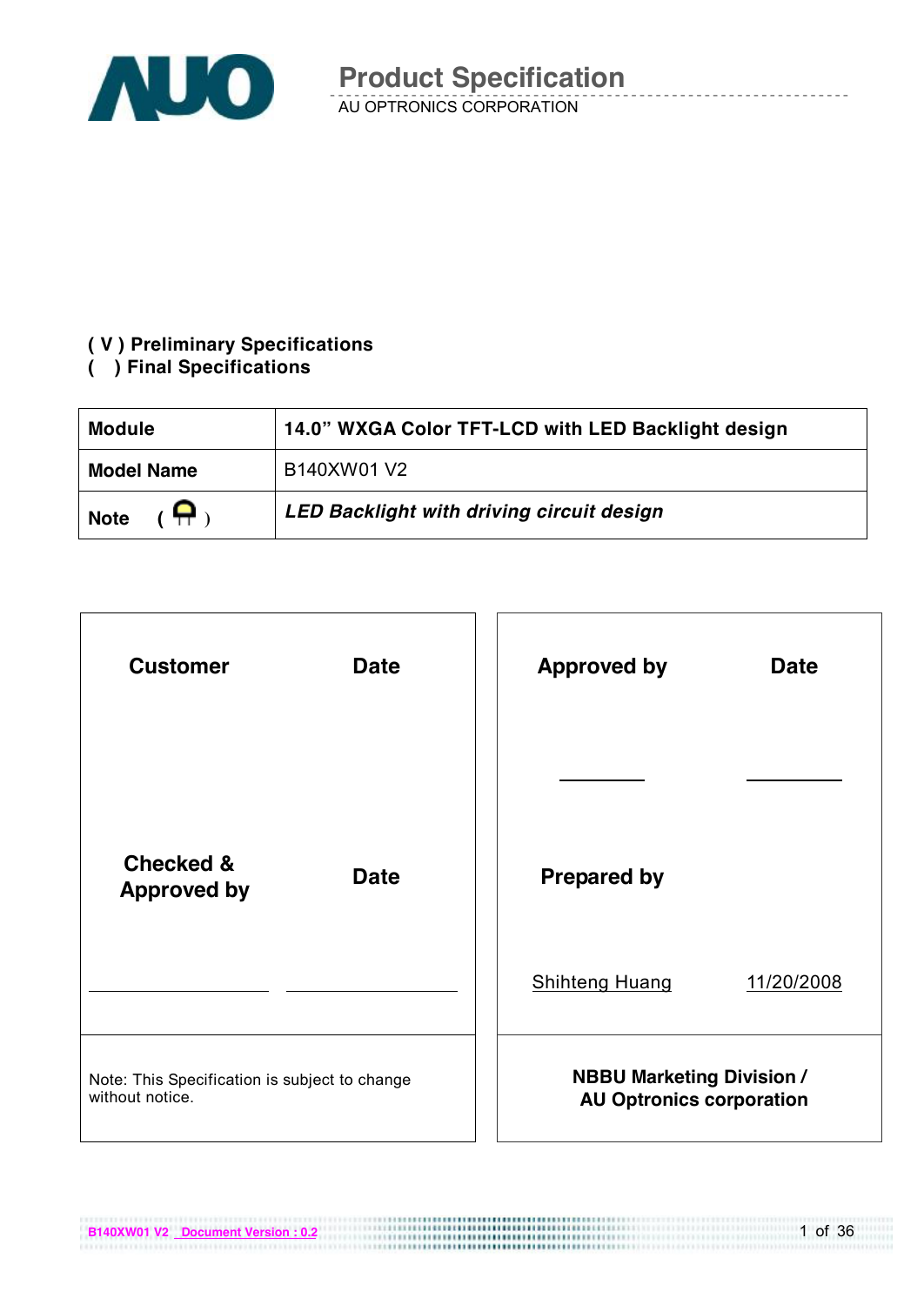# Product Specification

AU OPTRONICS CORPORATION

**( V ) Preliminary Specifications**
**(   ) Final Specifications**

| **Module** | **14.0" WXGA Color TFT-LCD with LED Backlight design** |
|---|---|
| **Model Name** | B140XW01 V2 |
| **Note** ( ) | ***LED Backlight with driving circuit design*** |

| **Customer** | **Date** | **Approved by** | **Date** |
|---|---|---|---|
| | | | |
| **Checked & Approved by** | **Date** | **Prepared by** | |
| | | Shihteng Huang | 11/20/2008 |
| Note: This Specification is subject to change without notice. | | **NBBU Marketing Division / AU Optronics corporation** | |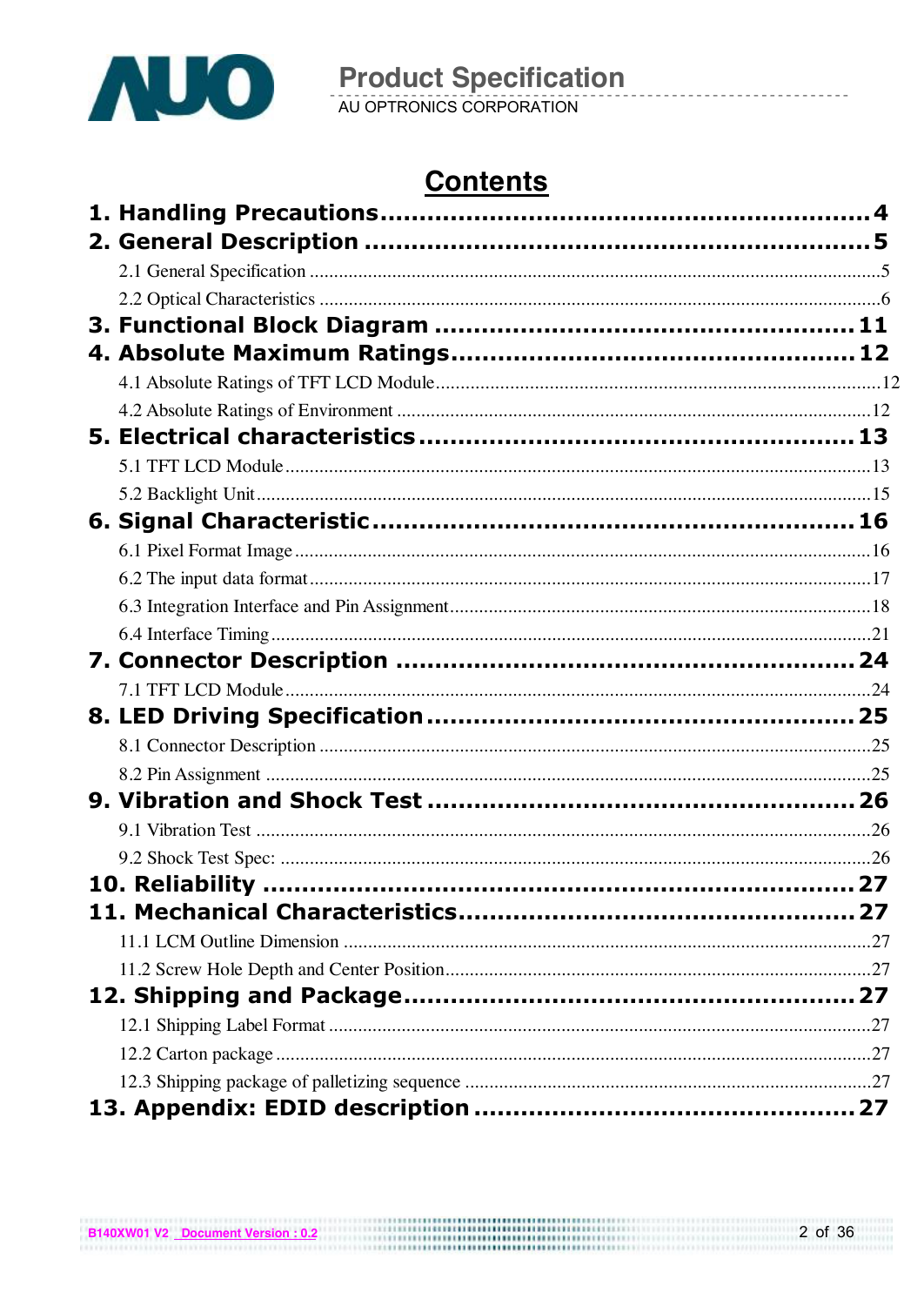# Contents

**1. Handling Precautions** .......................................................... **4**

**2. General Description** .......................................................... **5**

2.1 General Specification .......................................................... 5

2.2 Optical Characteristics .......................................................... 6

**3. Functional Block Diagram** .......................................................... **11**

**4. Absolute Maximum Ratings** .......................................................... **12**

4.1 Absolute Ratings of TFT LCD Module .......................................................... 12

4.2 Absolute Ratings of Environment .......................................................... 12

**5. Electrical characteristics** .......................................................... **13**

5.1 TFT LCD Module .......................................................... 13

5.2 Backlight Unit .......................................................... 15

**6. Signal Characteristic** .......................................................... **16**

6.1 Pixel Format Image .......................................................... 16

6.2 The input data format .......................................................... 17

6.3 Integration Interface and Pin Assignment .......................................................... 18

6.4 Interface Timing .......................................................... 21

**7. Connector Description** .......................................................... **24**

7.1 TFT LCD Module .......................................................... 24

**8. LED Driving Specification** .......................................................... **25**

8.1 Connector Description .......................................................... 25

8.2 Pin Assignment .......................................................... 25

**9. Vibration and Shock Test** .......................................................... **26**

9.1 Vibration Test .......................................................... 26

9.2 Shock Test Spec: .......................................................... 26

**10. Reliability** .......................................................... **27**

**11. Mechanical Characteristics** .......................................................... **27**

11.1 LCM Outline Dimension .......................................................... 27

11.2 Screw Hole Depth and Center Position .......................................................... 27

**12. Shipping and Package** .......................................................... **27**

12.1 Shipping Label Format .......................................................... 27

12.2 Carton package .......................................................... 27

12.3 Shipping package of palletizing sequence .......................................................... 27

**13. Appendix: EDID description** .......................................................... **27**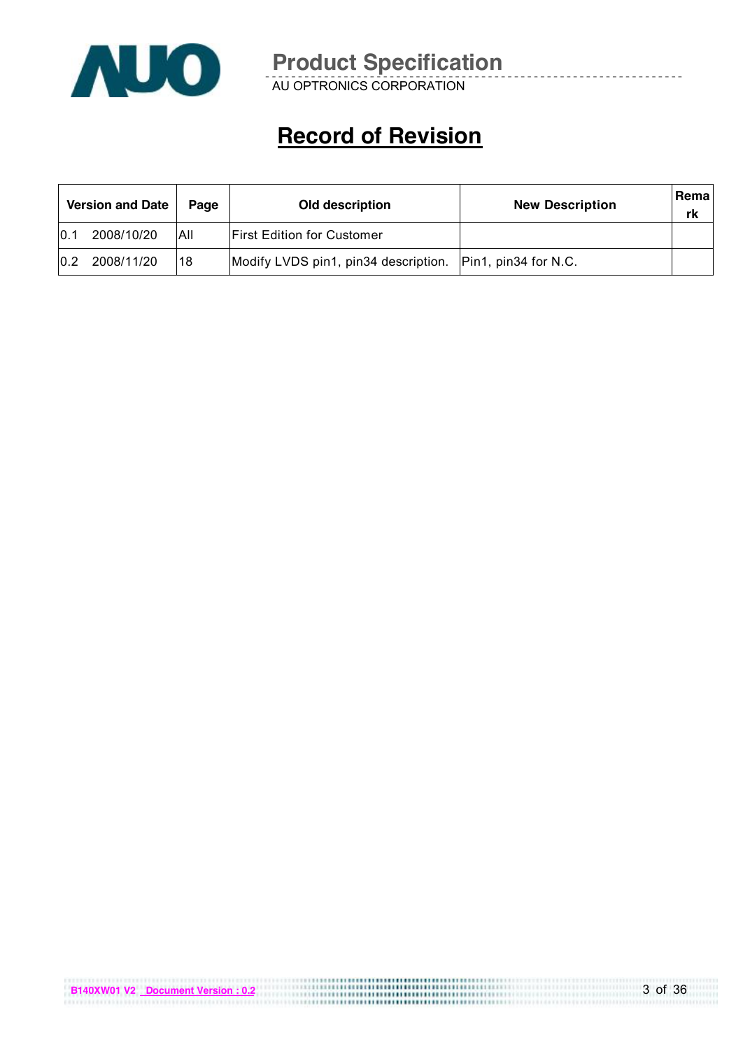# Record of Revision

| Version and Date | Page | Old description | New Description | Remark |
|---|---|---|---|---|
| 0.1 2008/10/20 | All | First Edition for Customer | | |
| 0.2 2008/11/20 | 18 | Modify LVDS pin1, pin34 description. | Pin1, pin34 for N.C. | |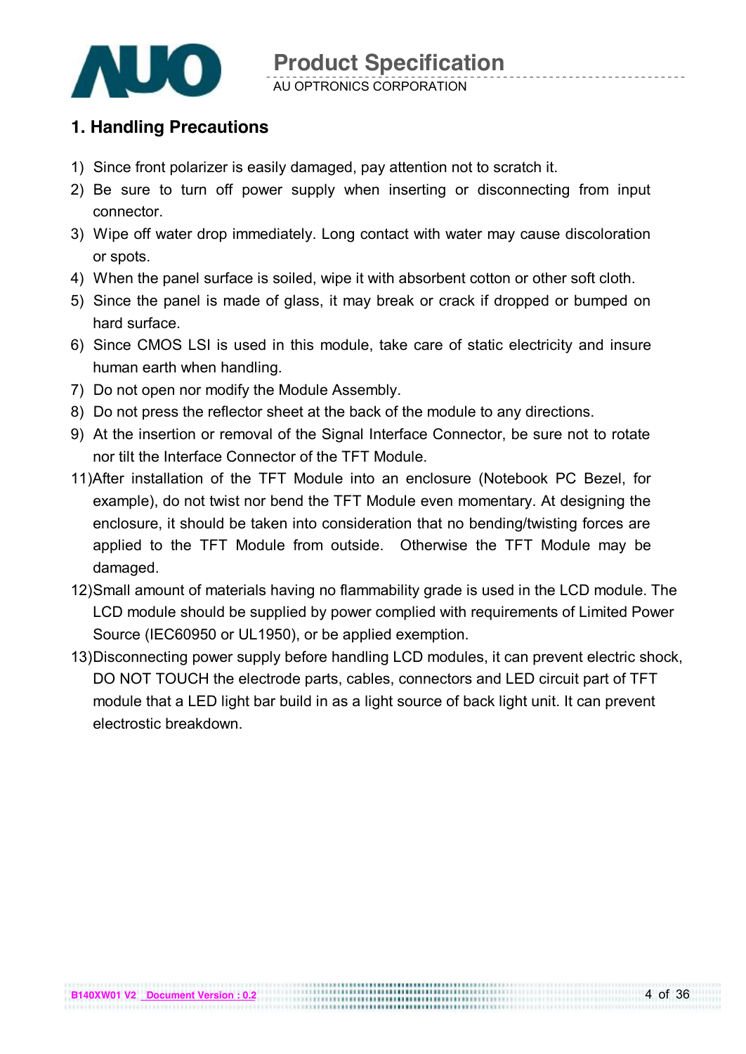# 1. Handling Precautions

1) Since front polarizer is easily damaged, pay attention not to scratch it.
2) Be sure to turn off power supply when inserting or disconnecting from input connector.
3) Wipe off water drop immediately. Long contact with water may cause discoloration or spots.
4) When the panel surface is soiled, wipe it with absorbent cotton or other soft cloth.
5) Since the panel is made of glass, it may break or crack if dropped or bumped on hard surface.
6) Since CMOS LSI is used in this module, take care of static electricity and insure human earth when handling.
7) Do not open nor modify the Module Assembly.
8) Do not press the reflector sheet at the back of the module to any directions.
9) At the insertion or removal of the Signal Interface Connector, be sure not to rotate nor tilt the Interface Connector of the TFT Module.

11)After installation of the TFT Module into an enclosure (Notebook PC Bezel, for example), do not twist nor bend the TFT Module even momentary. At designing the enclosure, it should be taken into consideration that no bending/twisting forces are applied to the TFT Module from outside. Otherwise the TFT Module may be damaged.

12)Small amount of materials having no flammability grade is used in the LCD module. The LCD module should be supplied by power complied with requirements of Limited Power Source (IEC60950 or UL1950), or be applied exemption.

13)Disconnecting power supply before handling LCD modules, it can prevent electric shock, DO NOT TOUCH the electrode parts, cables, connectors and LED circuit part of TFT module that a LED light bar build in as a light source of back light unit. It can prevent electrostic breakdown.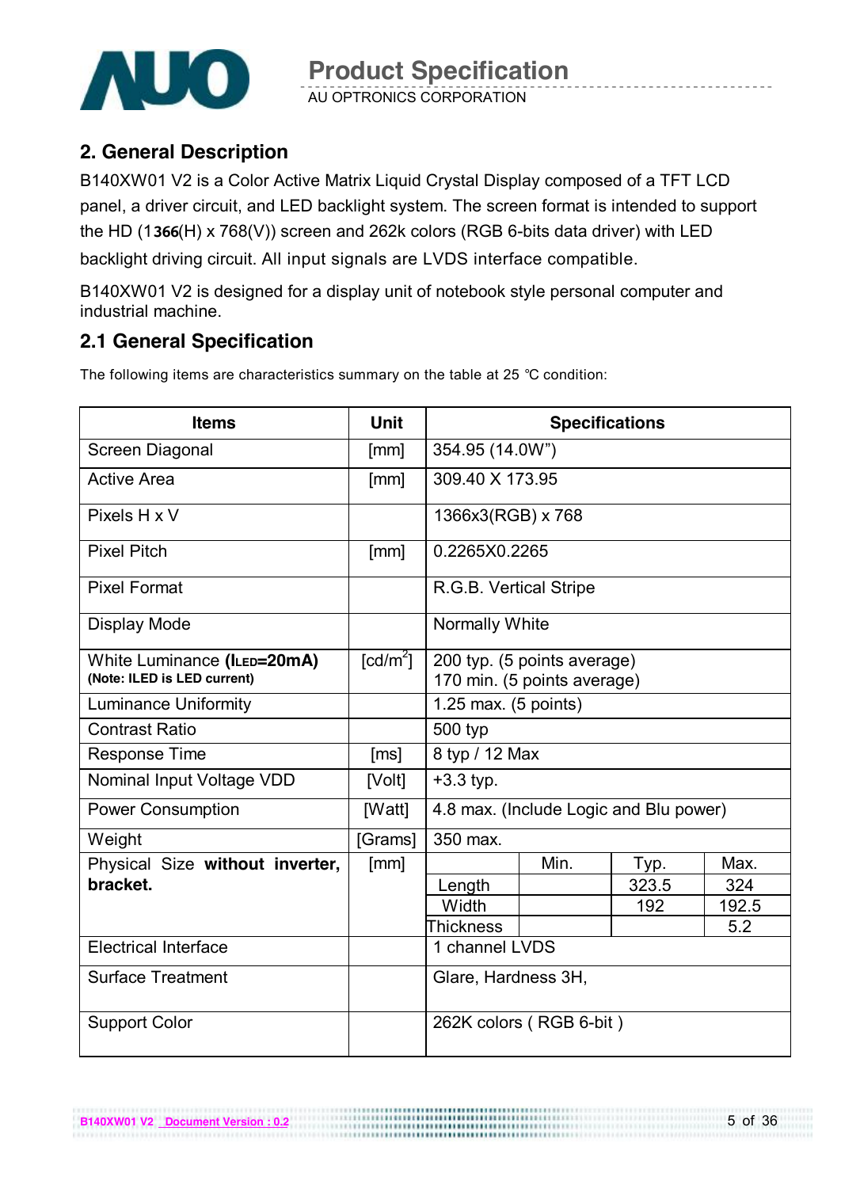## 2. General Description

B140XW01 V2 is a Color Active Matrix Liquid Crystal Display composed of a TFT LCD panel, a driver circuit, and LED backlight system. The screen format is intended to support the HD (1366(H) x 768(V)) screen and 262k colors (RGB 6-bits data driver) with LED backlight driving circuit. All input signals are LVDS interface compatible.

B140XW01 V2 is designed for a display unit of notebook style personal computer and industrial machine.

## 2.1 General Specification

The following items are characteristics summary on the table at 25 ℃ condition:

| Items | Unit | Specifications | | | |
|---|---|---|---|---|---|
| Screen Diagonal | [mm] | 354.95 (14.0W") | | | |
| Active Area | [mm] | 309.40 X 173.95 | | | |
| Pixels H x V | | 1366x3(RGB) x 768 | | | |
| Pixel Pitch | [mm] | 0.2265X0.2265 | | | |
| Pixel Format | | R.G.B. Vertical Stripe | | | |
| Display Mode | | Normally White | | | |
| White Luminance (**$I_{LED}$=20mA**) **(Note: ILED is LED current)** | [$cd/m^2$] | 200 typ. (5 points average) 170 min. (5 points average) | | | |
| Luminance Uniformity | | 1.25 max. (5 points) | | | |
| Contrast Ratio | | 500 typ | | | |
| Response Time | [ms] | 8 typ / 12 Max | | | |
| Nominal Input Voltage VDD | [Volt] | +3.3 typ. | | | |
| Power Consumption | [Watt] | 4.8 max. (Include Logic and Blu power) | | | |
| Weight | [Grams] | 350 max. | | | |
| Physical Size **without inverter, bracket.** | [mm] | | Min. | Typ. | Max. |
| | | Length | | 323.5 | 324 |
| | | Width | | 192 | 192.5 |
| | | Thickness | | | 5.2 |
| Electrical Interface | | 1 channel LVDS | | | |
| Surface Treatment | | Glare, Hardness 3H, | | | |
| Support Color | | 262K colors ( RGB 6-bit ) | | | |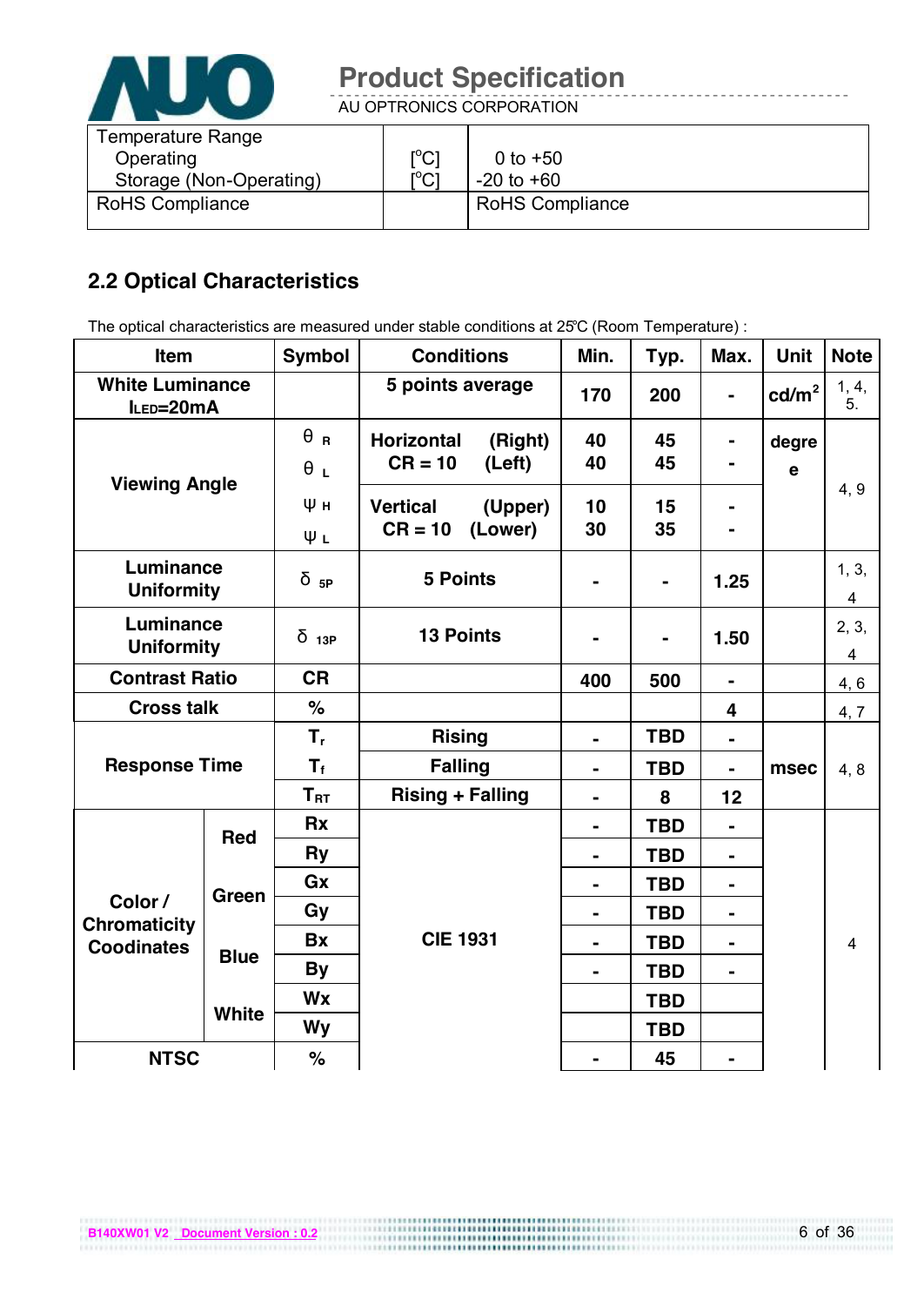| Temperature Range<br>Operating<br>Storage (Non-Operating) | [°C]<br>[°C] | 0 to +50<br>-20 to +60 |
|---|---|---|
| RoHS Compliance | | RoHS Compliance |

## 2.2 Optical Characteristics

The optical characteristics are measured under stable conditions at 25°C (Room Temperature) :

| Item | | Symbol | Conditions | | Min. | Typ. | Max. | Unit | Note |
|---|---|---|---|---|---|---|---|---|---|
| White Luminance $I_{LED}$=20mA | | | 5 points average | | 170 | 200 | - | cd/m² | 1, 4, 5. |
| Viewing Angle | | $\theta_R$ | Horizontal CR = 10 | (Right) | 40 | 45 | - | degree | 4, 9 |
| | | $\theta_L$ | | (Left) | 40 | 45 | - | | |
| | | $\psi_H$ | Vertical CR = 10 | (Upper) | 10 | 15 | - | | |
| | | $\psi_L$ | | (Lower) | 30 | 35 | - | | |
| Luminance Uniformity | | $\delta_{5P}$ | 5 Points | | - | - | 1.25 | | 1, 3, 4 |
| Luminance Uniformity | | $\delta_{13P}$ | 13 Points | | - | - | 1.50 | | 2, 3, 4 |
| Contrast Ratio | | CR | | | 400 | 500 | - | | 4, 6 |
| Cross talk | | % | | | | | 4 | | 4, 7 |
| Response Time | | $T_r$ | Rising | | - | TBD | - | msec | 4, 8 |
| | | $T_f$ | Falling | | - | TBD | - | | |
| | | $T_{RT}$ | Rising + Falling | | - | 8 | 12 | | |
| Color / Chromaticity Coodinates | Red | Rx | CIE 1931 | | - | TBD | - | | 4 |
| | | Ry | | | - | TBD | - | | |
| | Green | Gx | | | - | TBD | - | | |
| | | Gy | | | - | TBD | - | | |
| | Blue | Bx | | | - | TBD | - | | |
| | | By | | | - | TBD | - | | |
| | White | Wx | | | | TBD | | | |
| | | Wy | | | | TBD | | | |
| NTSC | | % | | | - | 45 | - | | |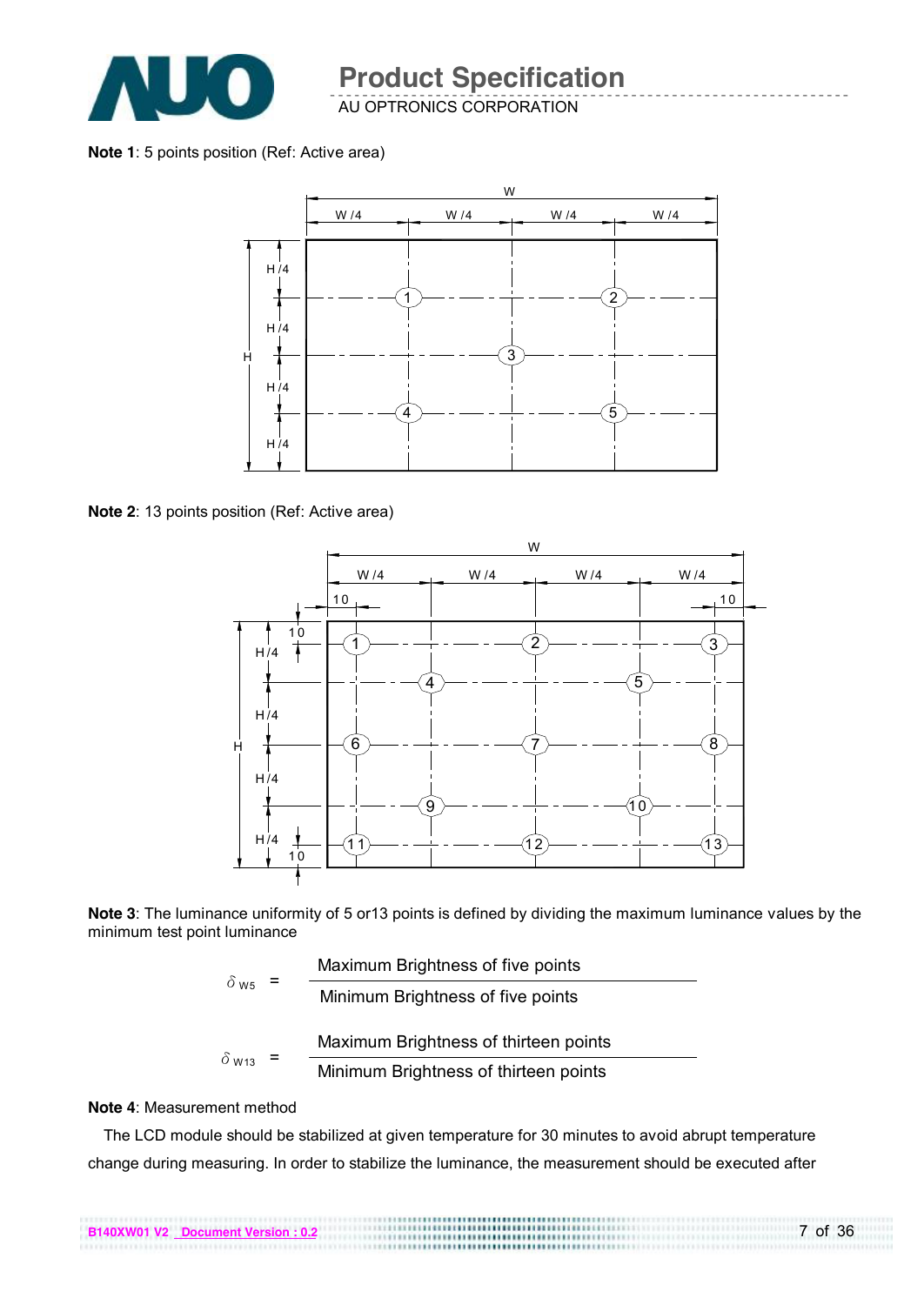**Note 1**: 5 points position (Ref: Active area)

**Note 2**: 13 points position (Ref: Active area)

**Note 3**: The luminance uniformity of 5 or13 points is defined by dividing the maximum luminance values by the minimum test point luminance

$$\delta_{W5} = \frac{\text{Maximum Brightness of five points}}{\text{Minimum Brightness of five points}}$$

$$\delta_{W13} = \frac{\text{Maximum Brightness of thirteen points}}{\text{Minimum Brightness of thirteen points}}$$

**Note 4**: Measurement method

The LCD module should be stabilized at given temperature for 30 minutes to avoid abrupt temperature change during measuring. In order to stabilize the luminance, the measurement should be executed after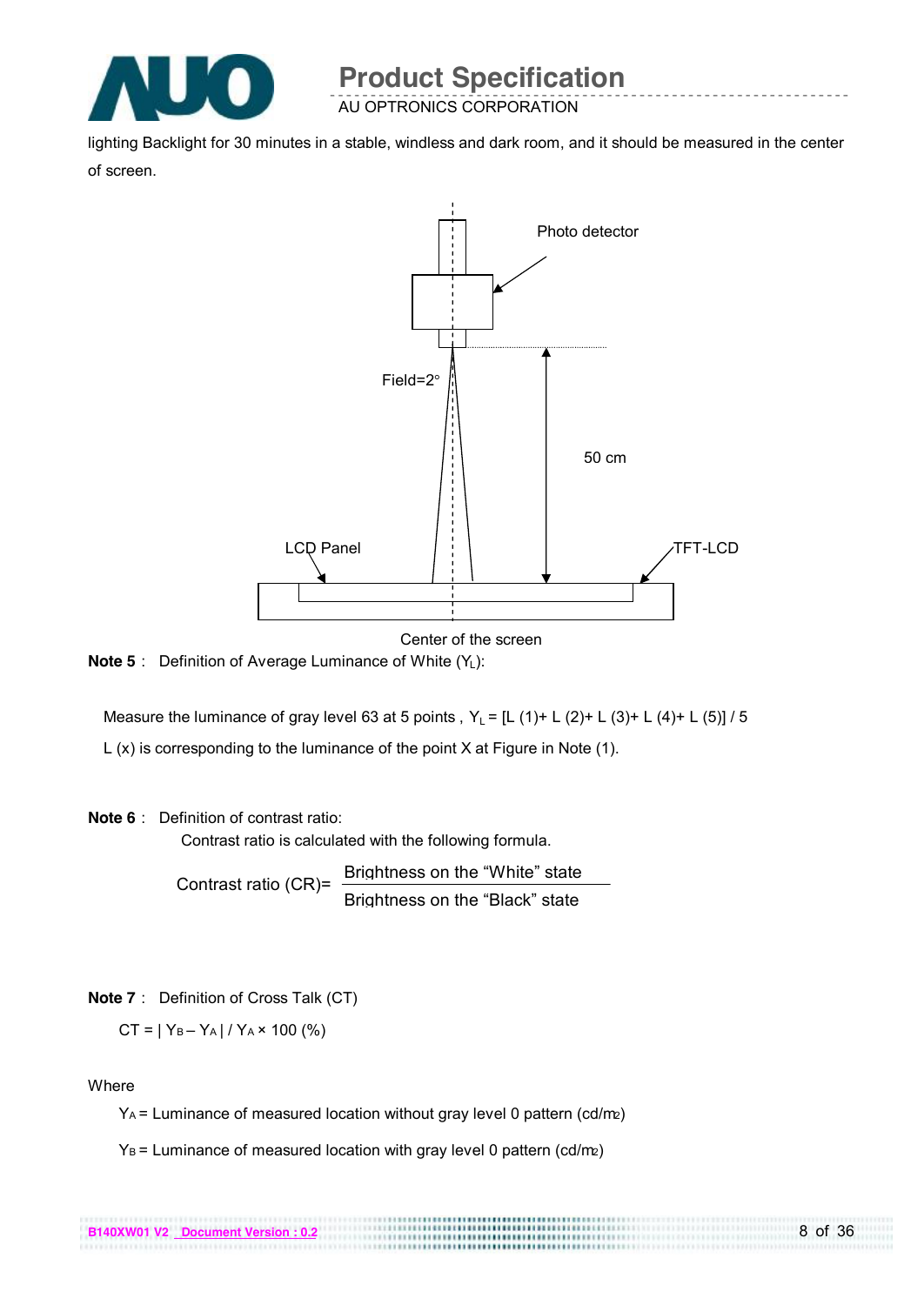lighting Backlight for 30 minutes in a stable, windless and dark room, and it should be measured in the center of screen.

Photo detector

Field=2°

50 cm

LCD Panel

TFT-LCD

Center of the screen

**Note 5** : Definition of Average Luminance of White ($Y_L$):

Measure the luminance of gray level 63 at 5 points , $Y_L$ = [L (1)+ L (2)+ L (3)+ L (4)+ L (5)] / 5

L (x) is corresponding to the luminance of the point X at Figure in Note (1).

**Note 6** : Definition of contrast ratio:

Contrast ratio is calculated with the following formula.

$$\text{Contrast ratio (CR)} = \frac{\text{Brightness on the “White” state}}{\text{Brightness on the “Black” state}}$$

**Note 7** : Definition of Cross Talk (CT)

CT = | $Y_B$ – $Y_A$ | / $Y_A$ × 100 (%)

Where

$Y_A$ = Luminance of measured location without gray level 0 pattern (cd/m2)

$Y_B$ = Luminance of measured location with gray level 0 pattern (cd/m2)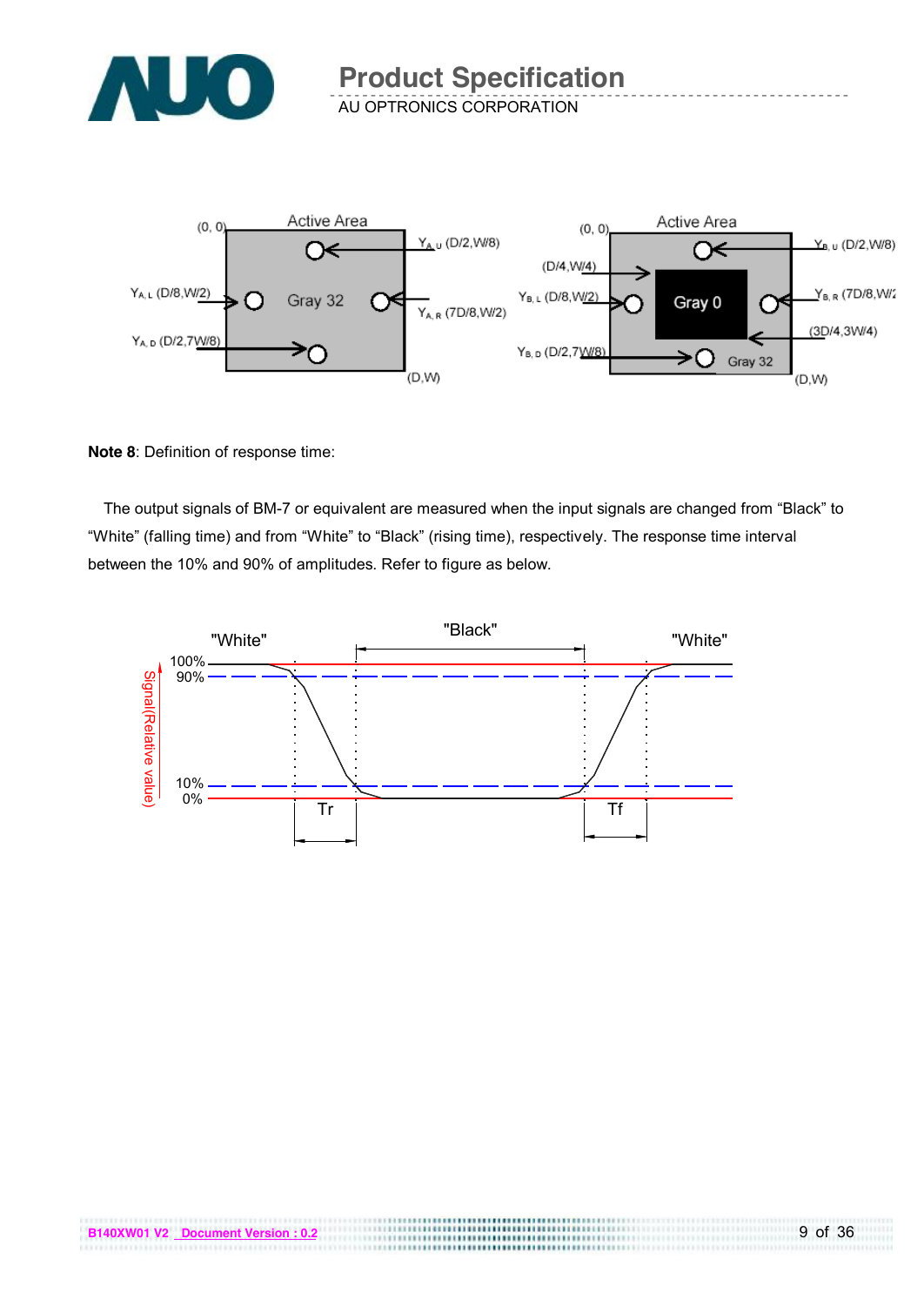**Note 8**: Definition of response time:

The output signals of BM-7 or equivalent are measured when the input signals are changed from “Black” to “White” (falling time) and from “White” to “Black” (rising time), respectively. The response time interval between the 10% and 90% of amplitudes. Refer to figure as below.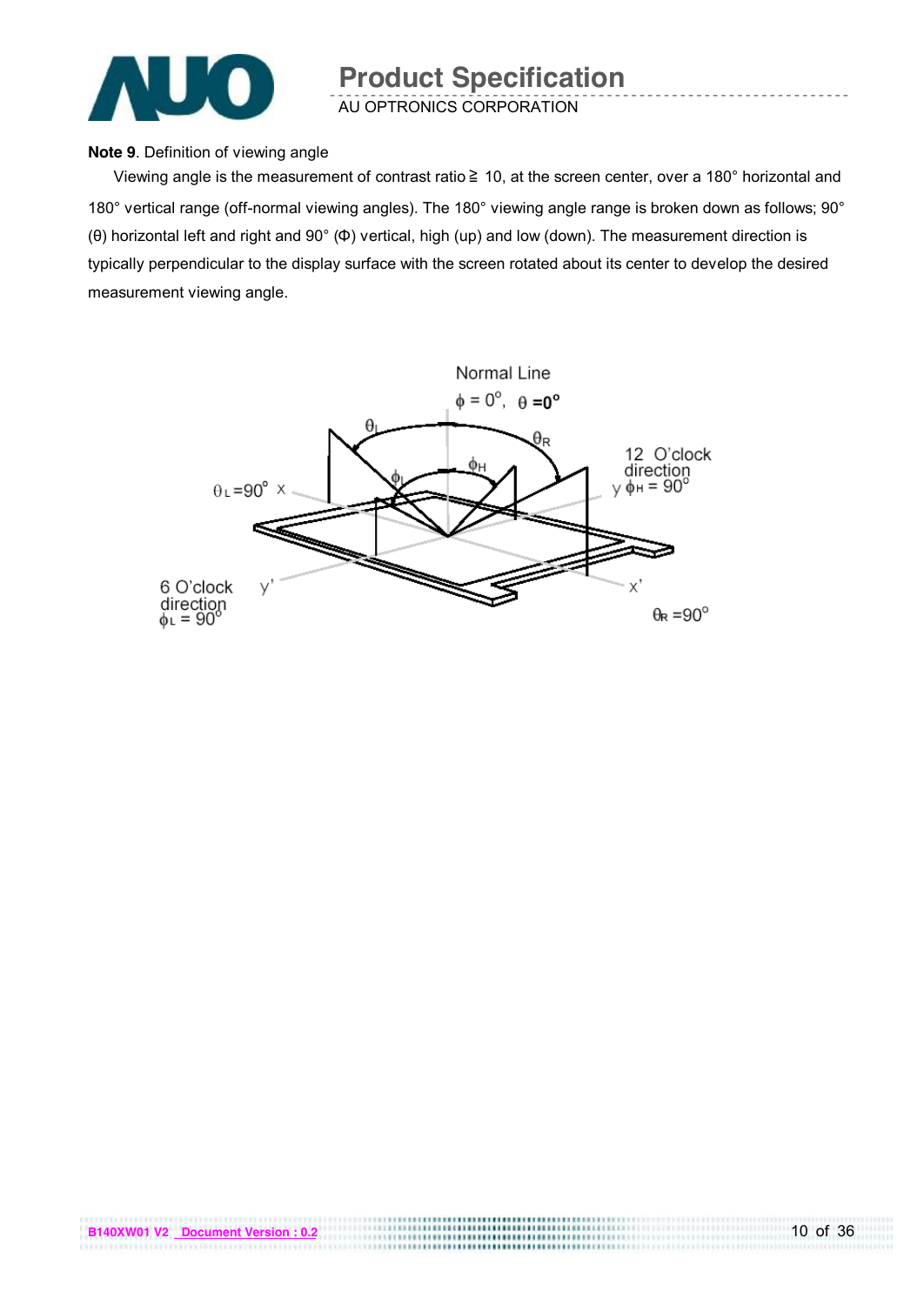**Note 9**. Definition of viewing angle

Viewing angle is the measurement of contrast ratio ≧ 10, at the screen center, over a 180° horizontal and 180° vertical range (off-normal viewing angles). The 180° viewing angle range is broken down as follows; 90° (θ) horizontal left and right and 90° (Φ) vertical, high (up) and low (down). The measurement direction is typically perpendicular to the display surface with the screen rotated about its center to develop the desired measurement viewing angle.

Normal Line

$\phi = 0^{\circ}$, $\theta = 0^{\circ}$

$\theta_L = 90^{\circ}$ x

12 O'clock direction y $\phi_H = 90^{\circ}$

6 O'clock direction $\phi_L = 90^{\circ}$ y'

x' $\theta_R = 90^{\circ}$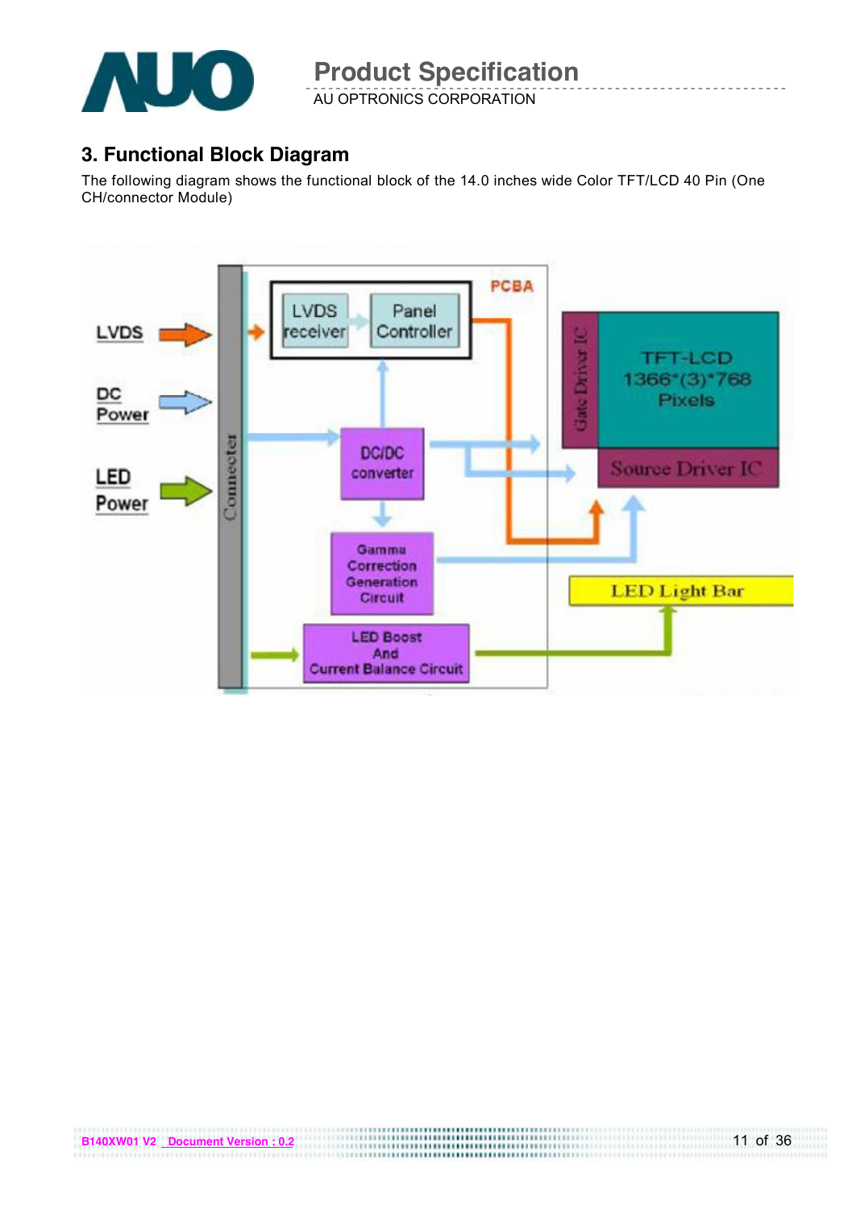## 3. Functional Block Diagram

The following diagram shows the functional block of the 14.0 inches wide Color TFT/LCD 40 Pin (One CH/connector Module)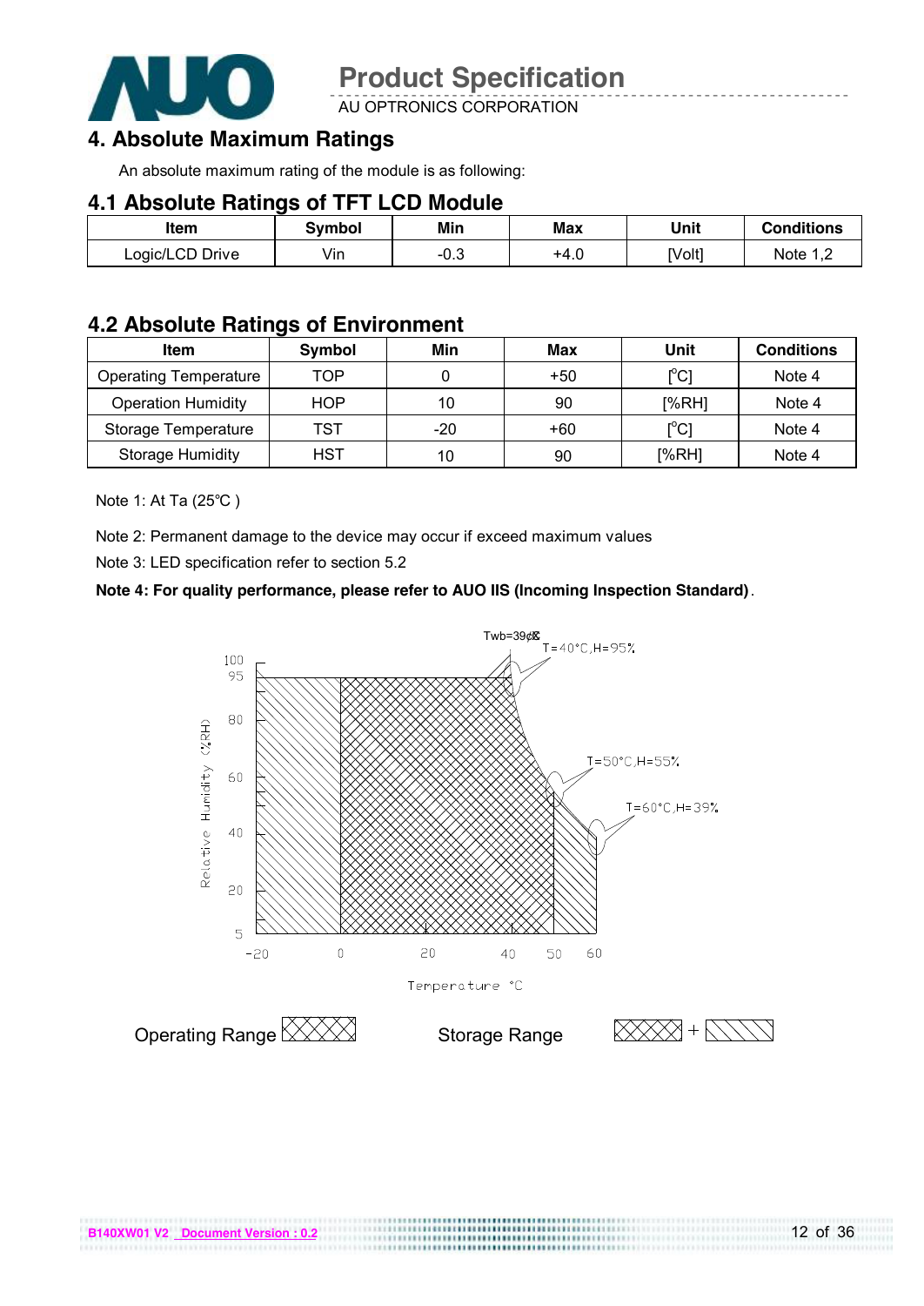# 4. Absolute Maximum Ratings

An absolute maximum rating of the module is as following:

## 4.1 Absolute Ratings of TFT LCD Module

| Item | Symbol | Min | Max | Unit | Conditions |
|---|---|---|---|---|---|
| Logic/LCD Drive | Vin | -0.3 | +4.0 | [Volt] | Note 1,2 |

## 4.2 Absolute Ratings of Environment

| Item | Symbol | Min | Max | Unit | Conditions |
|---|---|---|---|---|---|
| Operating Temperature | TOP | 0 | +50 | [°C] | Note 4 |
| Operation Humidity | HOP | 10 | 90 | [%RH] | Note 4 |
| Storage Temperature | TST | -20 | +60 | [°C] | Note 4 |
| Storage Humidity | HST | 10 | 90 | [%RH] | Note 4 |

Note 1: At Ta (25℃ )

Note 2: Permanent damage to the device may occur if exceed maximum values

Note 3: LED specification refer to section 5.2

**Note 4: For quality performance, please refer to AUO IIS (Incoming Inspection Standard)**.

Twb=39℃

T=40°C,H=95%

T=50°C,H=55%

T=60°C,H=39%

Relative Humidity (%RH)

Temperature °C

Operating Range

Storage Range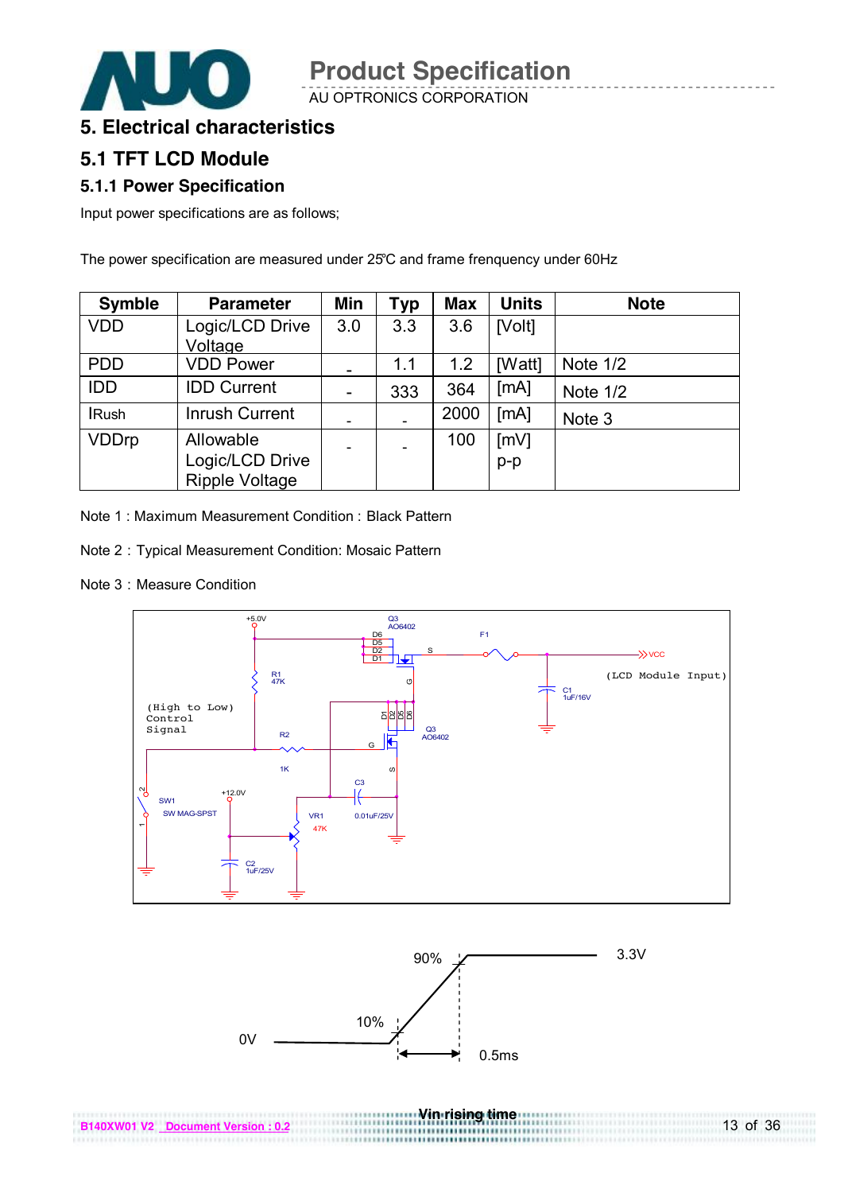# 5. Electrical characteristics

## 5.1 TFT LCD Module

### 5.1.1 Power Specification

Input power specifications are as follows;

The power specification are measured under 25℃ and frame frenquency under 60Hz

| Symble | Parameter | Min | Typ | Max | Units | Note |
|---|---|---|---|---|---|---|
| VDD | Logic/LCD Drive Voltage | 3.0 | 3.3 | 3.6 | [Volt] | |
| PDD | VDD Power | - | 1.1 | 1.2 | [Watt] | Note 1/2 |
| IDD | IDD Current | - | 333 | 364 | [mA] | Note 1/2 |
| IRush | Inrush Current | - | - | 2000 | [mA] | Note 3 |
| VDDrp | Allowable Logic/LCD Drive Ripple Voltage | - | - | 100 | [mV] p-p | |

Note 1 : Maximum Measurement Condition : Black Pattern

Note 2 : Typical Measurement Condition: Mosaic Pattern

Note 3 : Measure Condition

+5.0V, Q3 AO6402, D6 D5 D2 D1, S, F1, VCC, (LCD Module Input), R1 47K, G, C1 1uF/16V, (High to Low) Control Signal, D1 D2 D5 D6, Q3 AO6402, R2 1K, G, S, C3 0.01uF/25V, SW1 SW MAG-SPST, +12.0V, VR1 47K, C2 1uF/25V

90%, 3.3V, 10%, 0V, 0.5ms

Vin rising time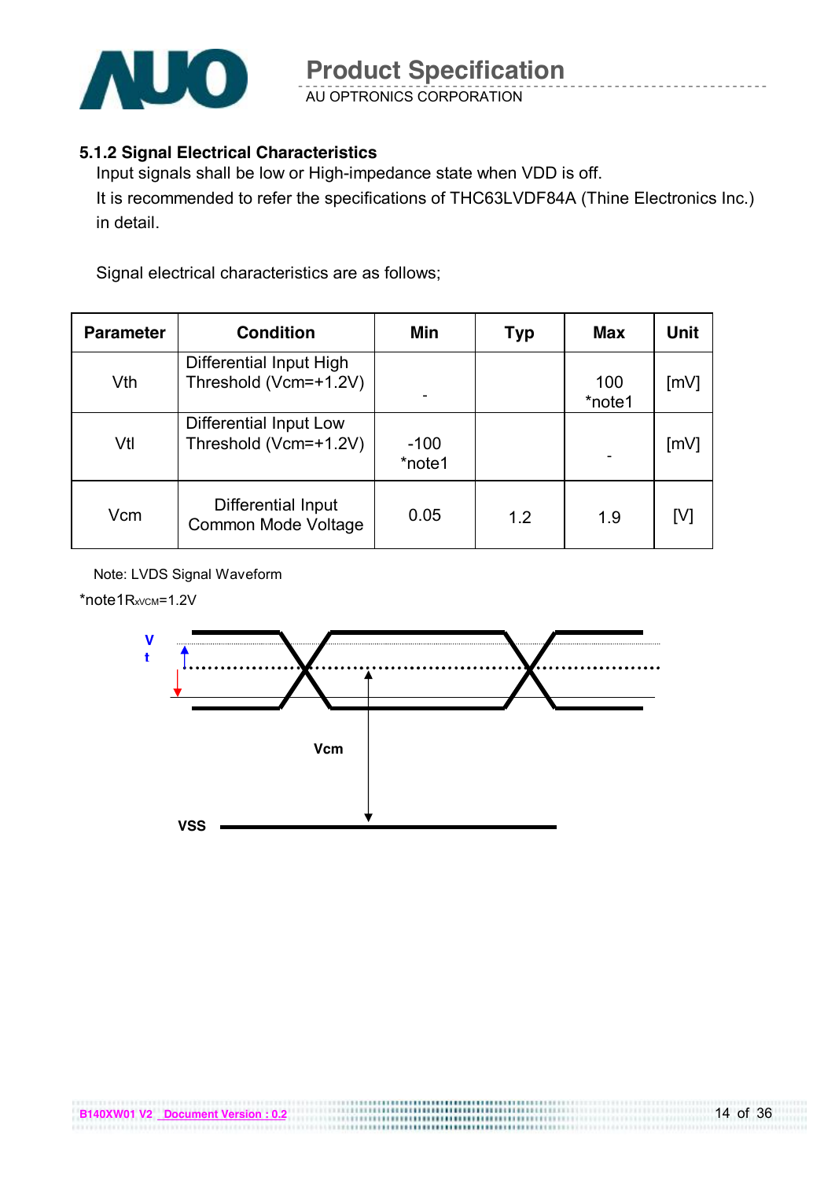### 5.1.2 Signal Electrical Characteristics

Input signals shall be low or High-impedance state when VDD is off.

It is recommended to refer the specifications of THC63LVDF84A (Thine Electronics Inc.) in detail.

Signal electrical characteristics are as follows;

| Parameter | Condition | Min | Typ | Max | Unit |
|---|---|---|---|---|---|
| Vth | Differential Input High Threshold (Vcm=+1.2V) | - | | 100 *note1 | [mV] |
| Vtl | Differential Input Low Threshold (Vcm=+1.2V) | -100 *note1 | | - | [mV] |
| Vcm | Differential Input Common Mode Voltage | 0.05 | 1.2 | 1.9 | [V] |

Note: LVDS Signal Waveform

*note1 $R_{xVCM}$=1.2V

Vt

Vcm

VSS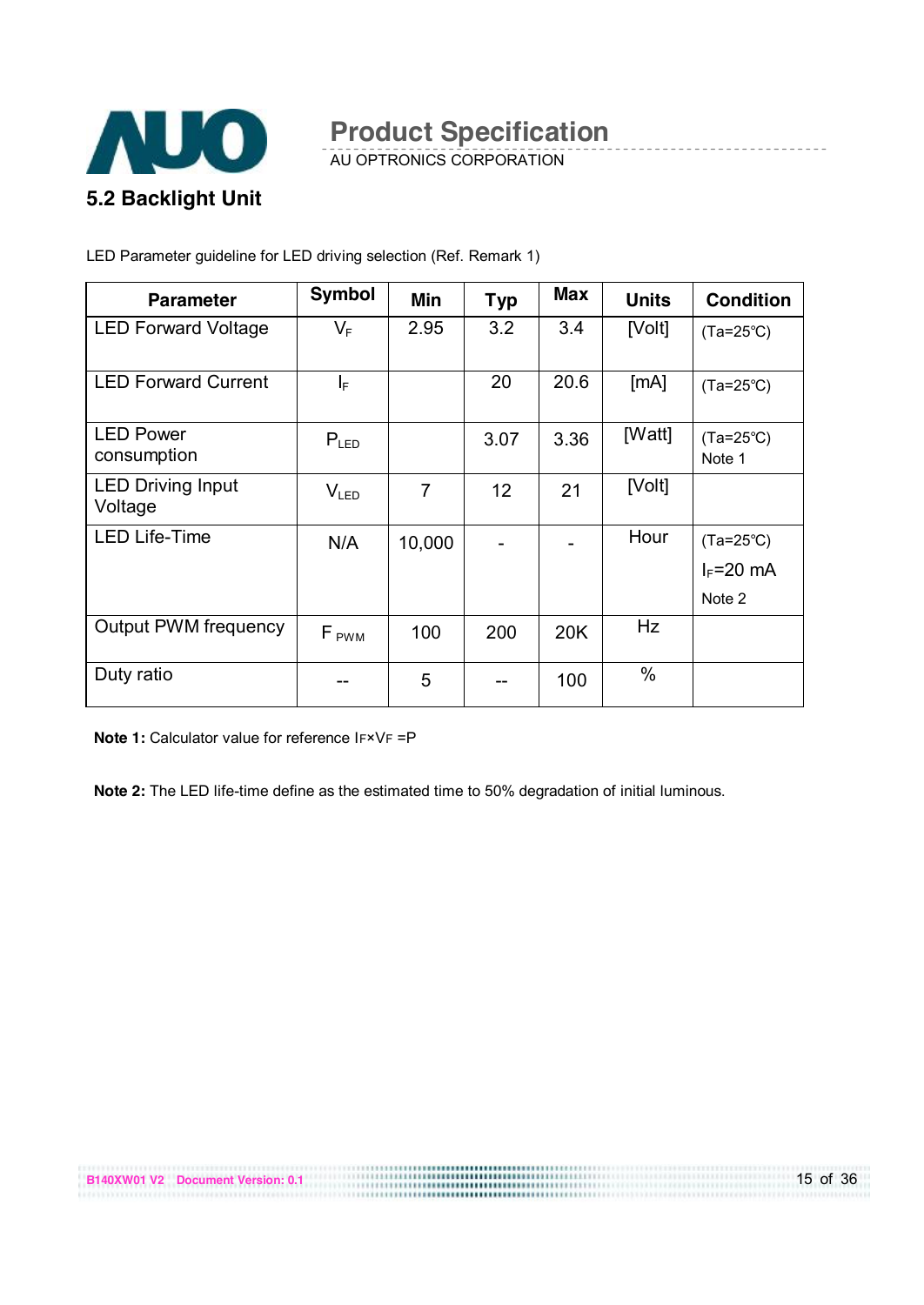## 5.2 Backlight Unit

LED Parameter guideline for LED driving selection (Ref. Remark 1)

| Parameter | Symbol | Min | Typ | Max | Units | Condition |
|---|---|---|---|---|---|---|
| LED Forward Voltage | $V_F$ | 2.95 | 3.2 | 3.4 | [Volt] | (Ta=25℃) |
| LED Forward Current | $I_F$ | | 20 | 20.6 | [mA] | (Ta=25℃) |
| LED Power consumption | $P_{LED}$ | | 3.07 | 3.36 | [Watt] | (Ta=25℃) Note 1 |
| LED Driving Input Voltage | $V_{LED}$ | 7 | 12 | 21 | [Volt] | |
| LED Life-Time | N/A | 10,000 | - | - | Hour | (Ta=25℃) $I_F$=20 mA Note 2 |
| Output PWM frequency | $F_{PWM}$ | 100 | 200 | 20K | Hz | |
| Duty ratio | -- | 5 | -- | 100 | % | |

**Note 1:** Calculator value for reference $I_F \times V_F = P$

**Note 2:** The LED life-time define as the estimated time to 50% degradation of initial luminous.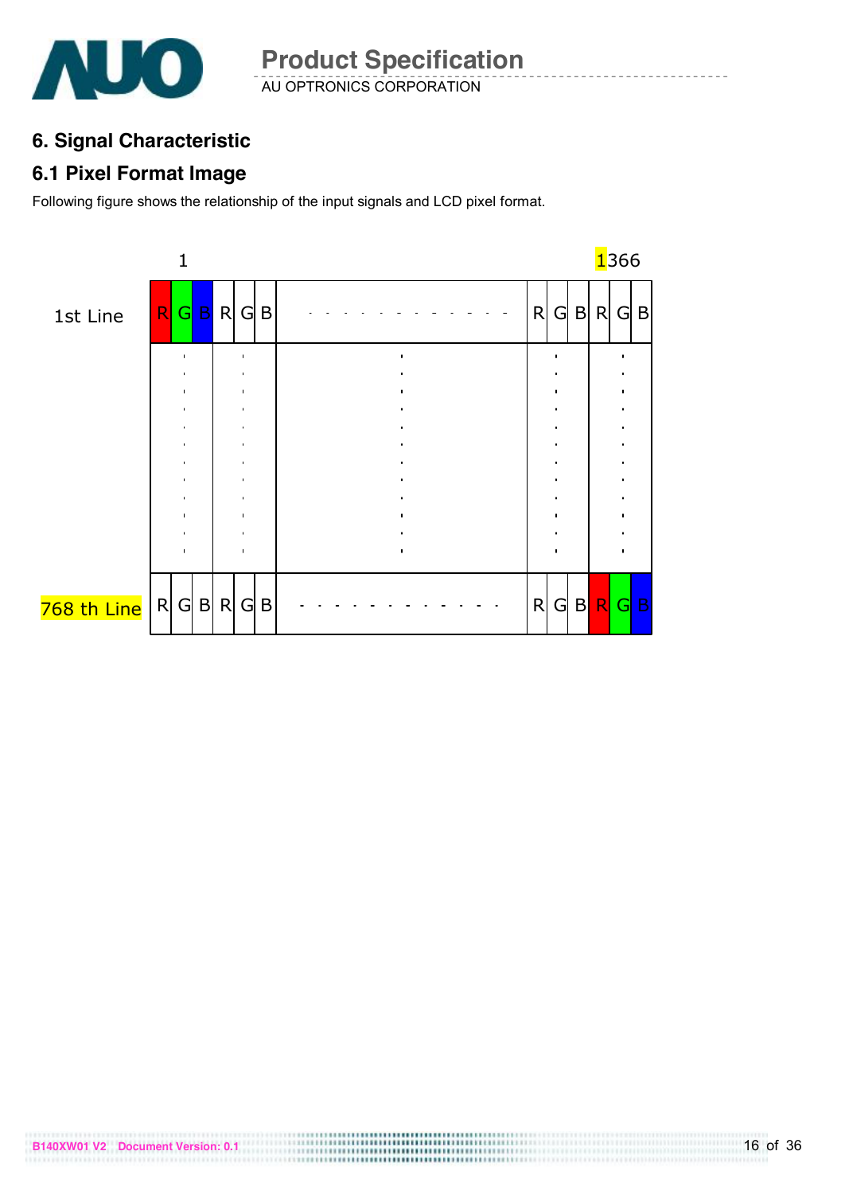## 6. Signal Characteristic

### 6.1 Pixel Format Image

Following figure shows the relationship of the input signals and LCD pixel format.

| | 1 | | - - - | | 1366 |
|---|---|---|---|---|---|
| 1st Line | R G B | R G B | - - - - - - - - - - - - | R G B | R G B |
| | : | : | : | : | : |
| 768 th Line | R G B | R G B | - - - - - - - - - - - - | R G B | R G B |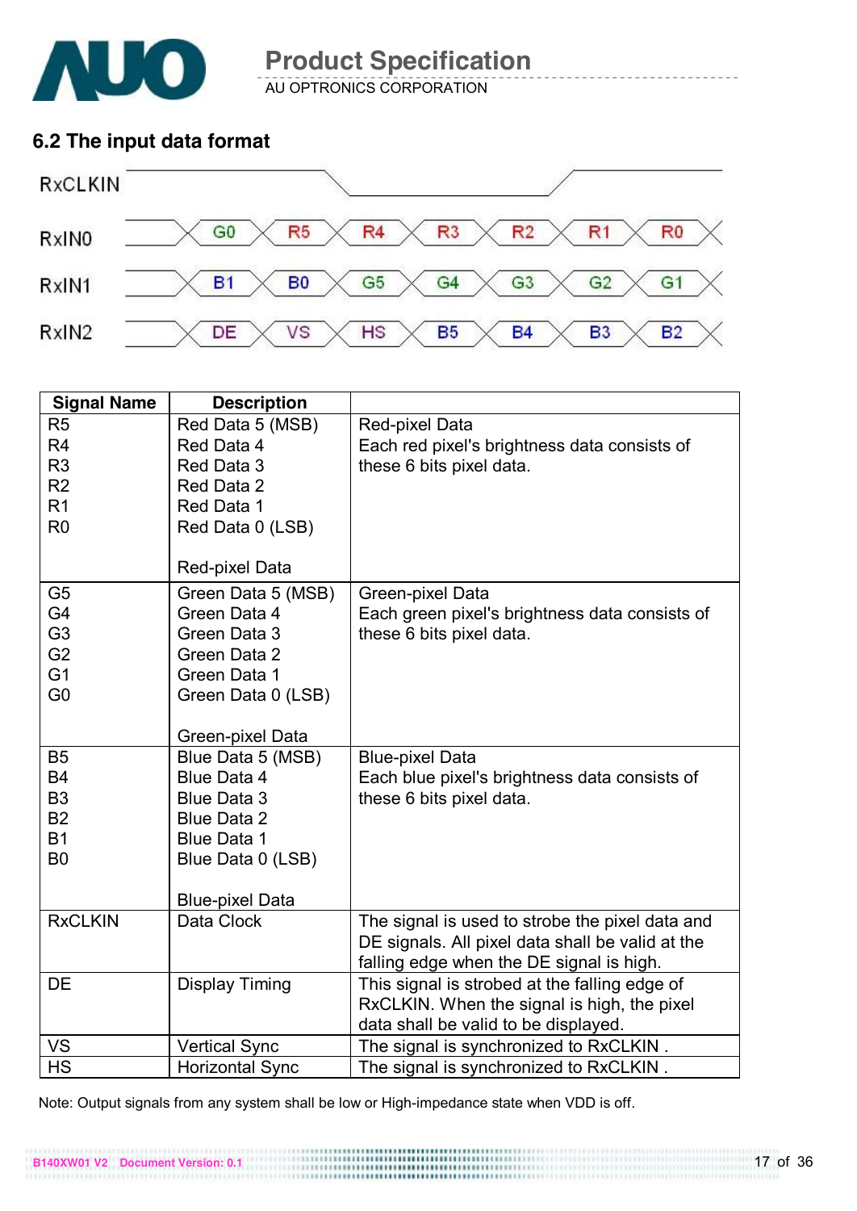## 6.2 The input data format

| Signal | | | | | | | |
|---|---|---|---|---|---|---|---|
| RxCLKIN | | | | | | | |
| RxIN0 | G0 | R5 | R4 | R3 | R2 | R1 | R0 |
| RxIN1 | B1 | B0 | G5 | G4 | G3 | G2 | G1 |
| RxIN2 | DE | VS | HS | B5 | B4 | B3 | B2 |

| Signal Name | Description | |
|---|---|---|
| R5<br>R4<br>R3<br>R2<br>R1<br>R0 | Red Data 5 (MSB)<br>Red Data 4<br>Red Data 3<br>Red Data 2<br>Red Data 1<br>Red Data 0 (LSB)<br><br>Red-pixel Data | Red-pixel Data<br>Each red pixel's brightness data consists of these 6 bits pixel data. |
| G5<br>G4<br>G3<br>G2<br>G1<br>G0 | Green Data 5 (MSB)<br>Green Data 4<br>Green Data 3<br>Green Data 2<br>Green Data 1<br>Green Data 0 (LSB)<br><br>Green-pixel Data | Green-pixel Data<br>Each green pixel's brightness data consists of these 6 bits pixel data. |
| B5<br>B4<br>B3<br>B2<br>B1<br>B0 | Blue Data 5 (MSB)<br>Blue Data 4<br>Blue Data 3<br>Blue Data 2<br>Blue Data 1<br>Blue Data 0 (LSB)<br><br>Blue-pixel Data | Blue-pixel Data<br>Each blue pixel's brightness data consists of these 6 bits pixel data. |
| RxCLKIN | Data Clock | The signal is used to strobe the pixel data and DE signals. All pixel data shall be valid at the falling edge when the DE signal is high. |
| DE | Display Timing | This signal is strobed at the falling edge of RxCLKIN. When the signal is high, the pixel data shall be valid to be displayed. |
| VS | Vertical Sync | The signal is synchronized to RxCLKIN . |
| HS | Horizontal Sync | The signal is synchronized to RxCLKIN . |

Note: Output signals from any system shall be low or High-impedance state when VDD is off.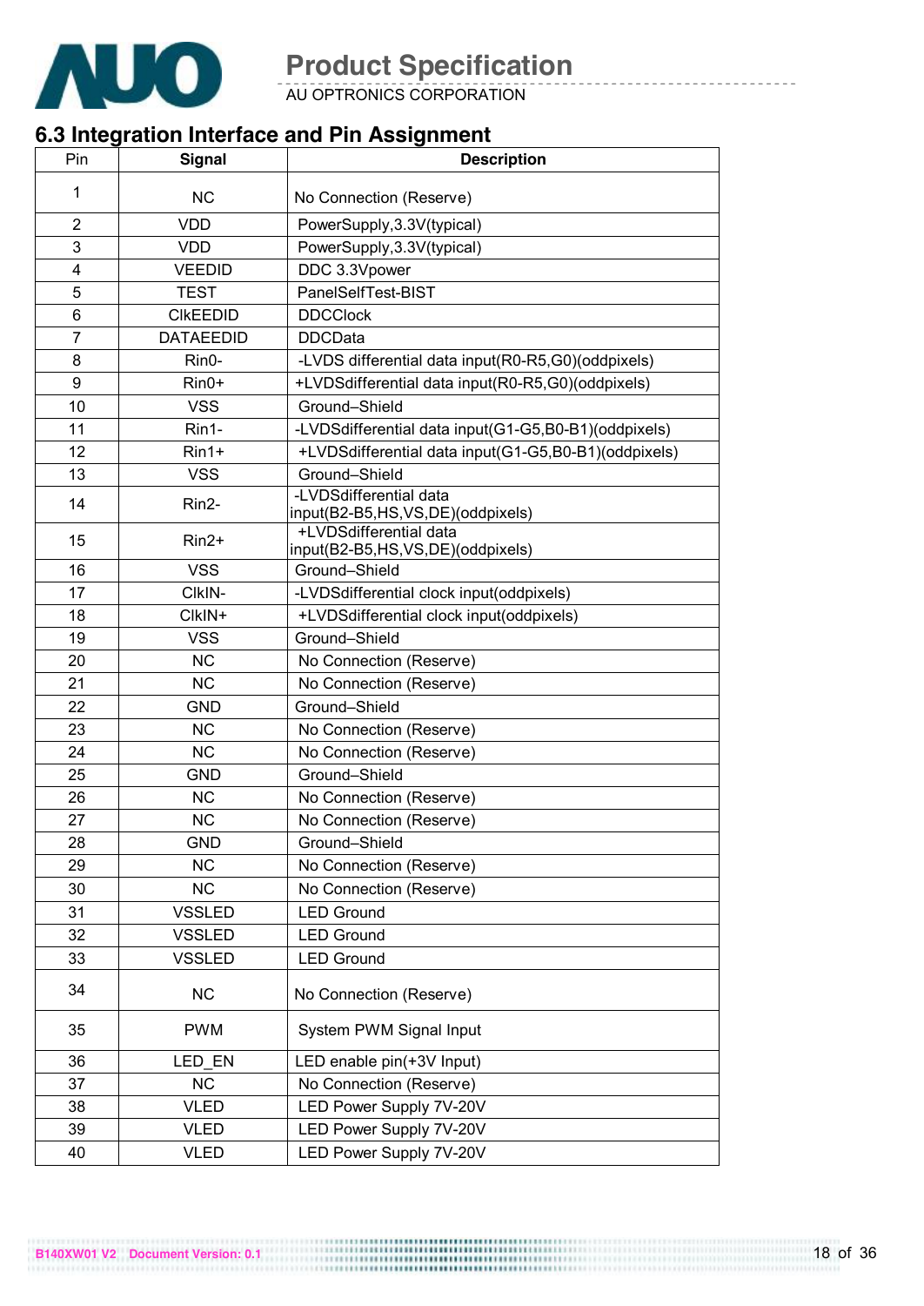## 6.3 Integration Interface and Pin Assignment

| Pin | Signal | Description |
|---|---|---|
| 1 | NC | No Connection (Reserve) |
| 2 | VDD | PowerSupply,3.3V(typical) |
| 3 | VDD | PowerSupply,3.3V(typical) |
| 4 | VEEDID | DDC 3.3Vpower |
| 5 | TEST | PanelSelfTest-BIST |
| 6 | ClkEEDID | DDCClock |
| 7 | DATAEEDID | DDCData |
| 8 | Rin0- | -LVDS differential data input(R0-R5,G0)(oddpixels) |
| 9 | Rin0+ | +LVDSdifferential data input(R0-R5,G0)(oddpixels) |
| 10 | VSS | Ground–Shield |
| 11 | Rin1- | -LVDSdifferential data input(G1-G5,B0-B1)(oddpixels) |
| 12 | Rin1+ | +LVDSdifferential data input(G1-G5,B0-B1)(oddpixels) |
| 13 | VSS | Ground–Shield |
| 14 | Rin2- | -LVDSdifferential data input(B2-B5,HS,VS,DE)(oddpixels) |
| 15 | Rin2+ | +LVDSdifferential data input(B2-B5,HS,VS,DE)(oddpixels) |
| 16 | VSS | Ground–Shield |
| 17 | ClkIN- | -LVDSdifferential clock input(oddpixels) |
| 18 | ClkIN+ | +LVDSdifferential clock input(oddpixels) |
| 19 | VSS | Ground–Shield |
| 20 | NC | No Connection (Reserve) |
| 21 | NC | No Connection (Reserve) |
| 22 | GND | Ground–Shield |
| 23 | NC | No Connection (Reserve) |
| 24 | NC | No Connection (Reserve) |
| 25 | GND | Ground–Shield |
| 26 | NC | No Connection (Reserve) |
| 27 | NC | No Connection (Reserve) |
| 28 | GND | Ground–Shield |
| 29 | NC | No Connection (Reserve) |
| 30 | NC | No Connection (Reserve) |
| 31 | VSSLED | LED Ground |
| 32 | VSSLED | LED Ground |
| 33 | VSSLED | LED Ground |
| 34 | NC | No Connection (Reserve) |
| 35 | PWM | System PWM Signal Input |
| 36 | LED_EN | LED enable pin(+3V Input) |
| 37 | NC | No Connection (Reserve) |
| 38 | VLED | LED Power Supply 7V-20V |
| 39 | VLED | LED Power Supply 7V-20V |
| 40 | VLED | LED Power Supply 7V-20V |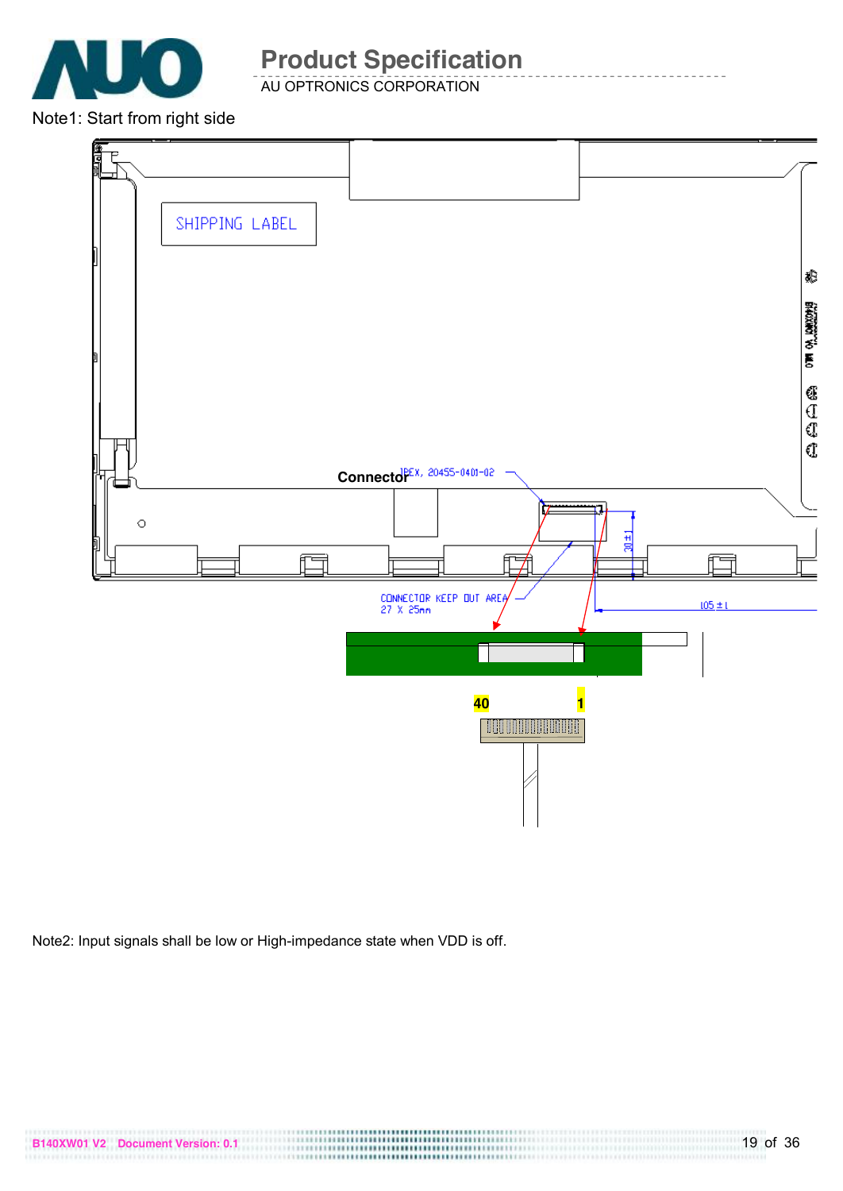Note1: Start from right side

Connector IPEX, 20455-040I-02

SHIPPING LABEL

CONNECTOR KEEP OUT AREA
27 X 25mm

30 ± 1

105 ± 1

40

1

Note2: Input signals shall be low or High-impedance state when VDD is off.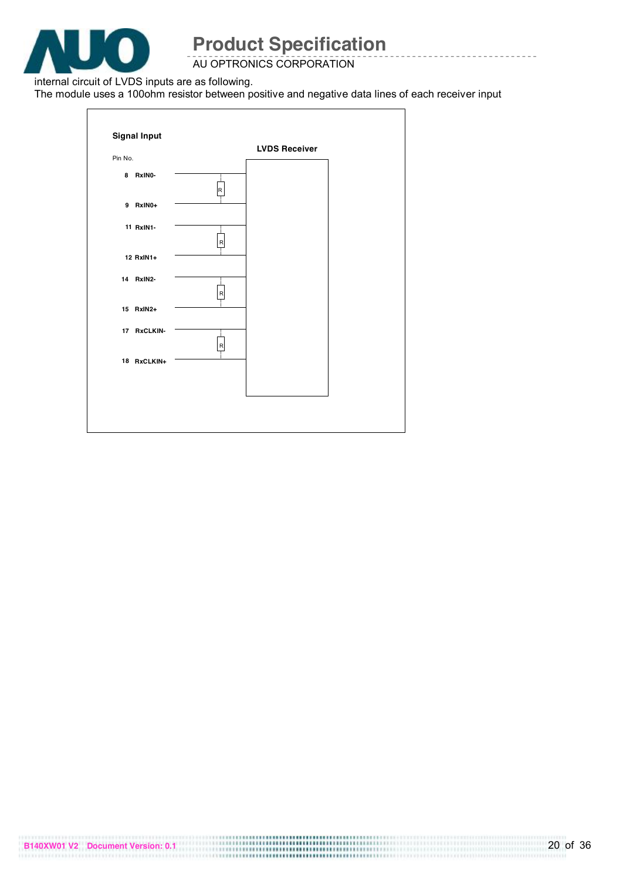internal circuit of LVDS inputs are as following.

The module uses a 100ohm resistor between positive and negative data lines of each receiver input

**Signal Input**

Pin No.

**LVDS Receiver**

| Pin No. | Signal |
| --- | --- |
| 8 | RxIN0- |
| 9 | RxIN0+ |
| 11 | RxIN1- |
| 12 | RxIN1+ |
| 14 | RxIN2- |
| 15 | RxIN2+ |
| 17 | RxCLKIN- |
| 18 | RxCLKIN+ |

R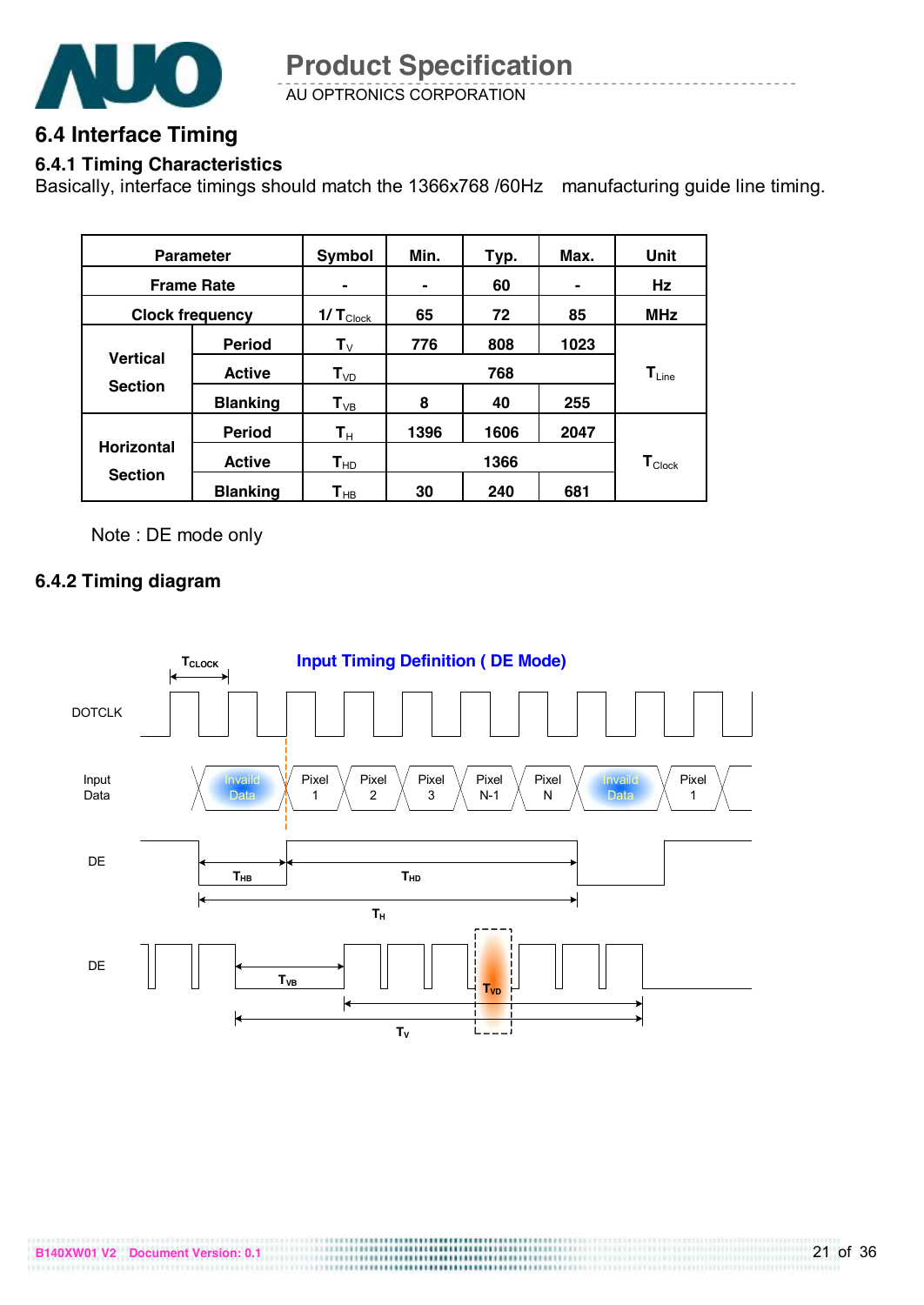## 6.4 Interface Timing

### 6.4.1 Timing Characteristics

Basically, interface timings should match the 1366x768 /60Hz manufacturing guide line timing.

| Parameter | | Symbol | Min. | Typ. | Max. | Unit |
|---|---|---|---|---|---|---|
| Frame Rate | | - | - | 60 | - | Hz |
| Clock frequency | | $1/T_{Clock}$ | 65 | 72 | 85 | MHz |
| Vertical Section | Period | $T_V$ | 776 | 808 | 1023 | $T_{Line}$ |
| | Active | $T_{VD}$ | | 768 | | |
| | Blanking | $T_{VB}$ | 8 | 40 | 255 | |
| Horizontal Section | Period | $T_H$ | 1396 | 1606 | 2047 | $T_{Clock}$ |
| | Active | $T_{HD}$ | | 1366 | | |
| | Blanking | $T_{HB}$ | 30 | 240 | 681 | |

Note : DE mode only

### 6.4.2 Timing diagram

**Input Timing Definition ( DE Mode)**

DOTCLK, Input Data (Invaild Data, Pixel 1, Pixel 2, Pixel 3, Pixel N-1, Pixel N, Invaild Data, Pixel 1), DE ($T_{HB}$, $T_{HD}$, $T_H$), DE ($T_{VB}$, $T_{VD}$, $T_V$), $T_{CLOCK}$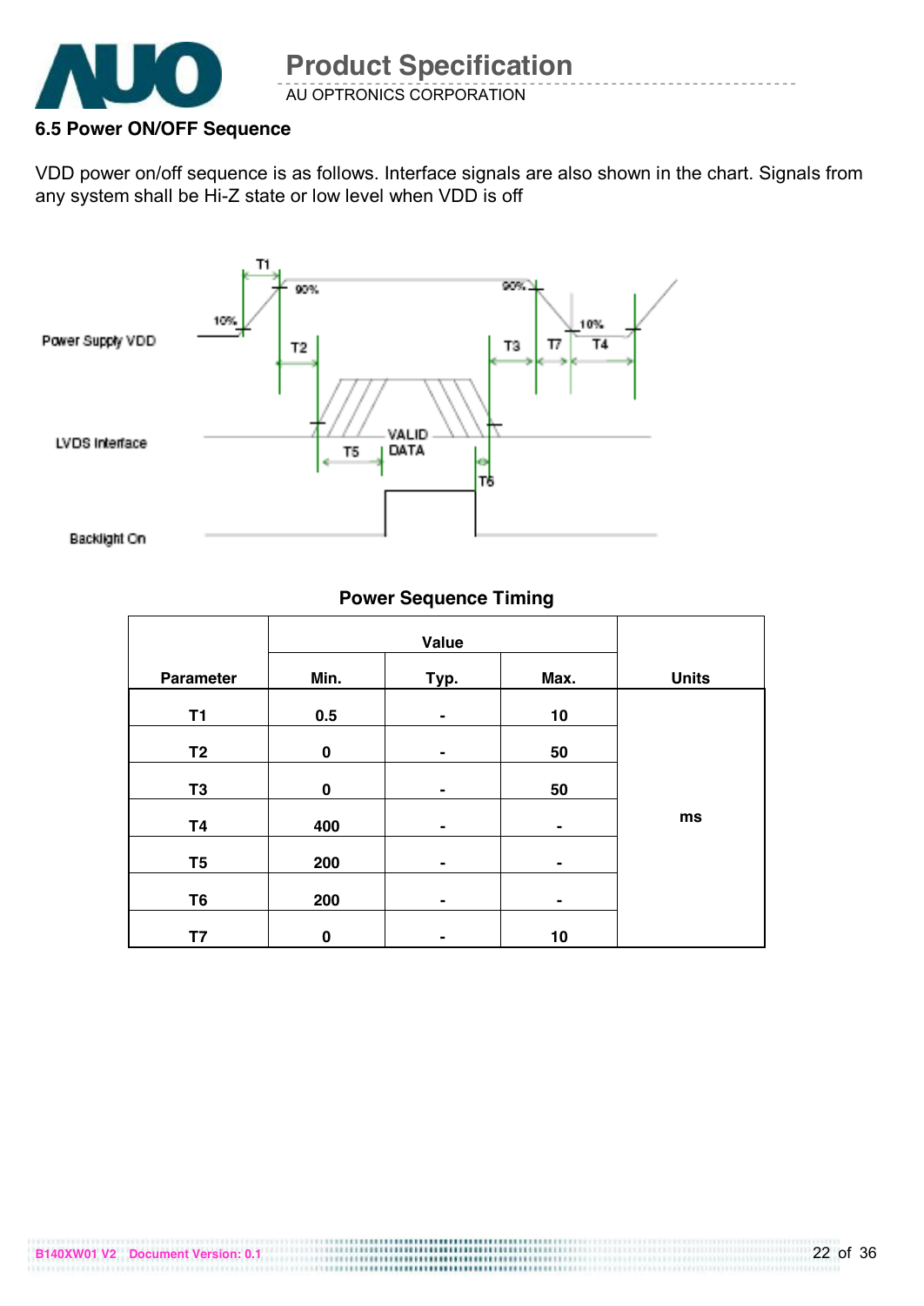### 6.5 Power ON/OFF Sequence

VDD power on/off sequence is as follows. Interface signals are also shown in the chart. Signals from any system shall be Hi-Z state or low level when VDD is off

**Power Sequence Timing**

| Parameter | Value | | | Units |
|---|---|---|---|---|
| | Min. | Typ. | Max. | |
| T1 | 0.5 | - | 10 | ms |
| T2 | 0 | - | 50 | ms |
| T3 | 0 | - | 50 | ms |
| T4 | 400 | - | - | ms |
| T5 | 200 | - | - | ms |
| T6 | 200 | - | - | ms |
| T7 | 0 | - | 10 | ms |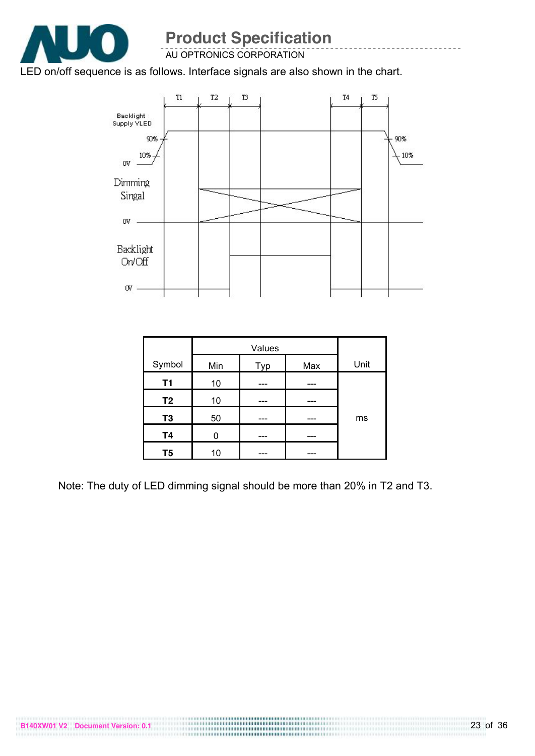LED on/off sequence is as follows. Interface signals are also shown in the chart.

| Symbol | Values | | | Unit |
|---|---|---|---|---|
| | Min | Typ | Max | |
| **T1** | 10 | --- | --- | ms |
| **T2** | 10 | --- | --- | |
| **T3** | 50 | --- | --- | |
| **T4** | 0 | --- | --- | |
| **T5** | 10 | --- | --- | |

Note: The duty of LED dimming signal should be more than 20% in T2 and T3.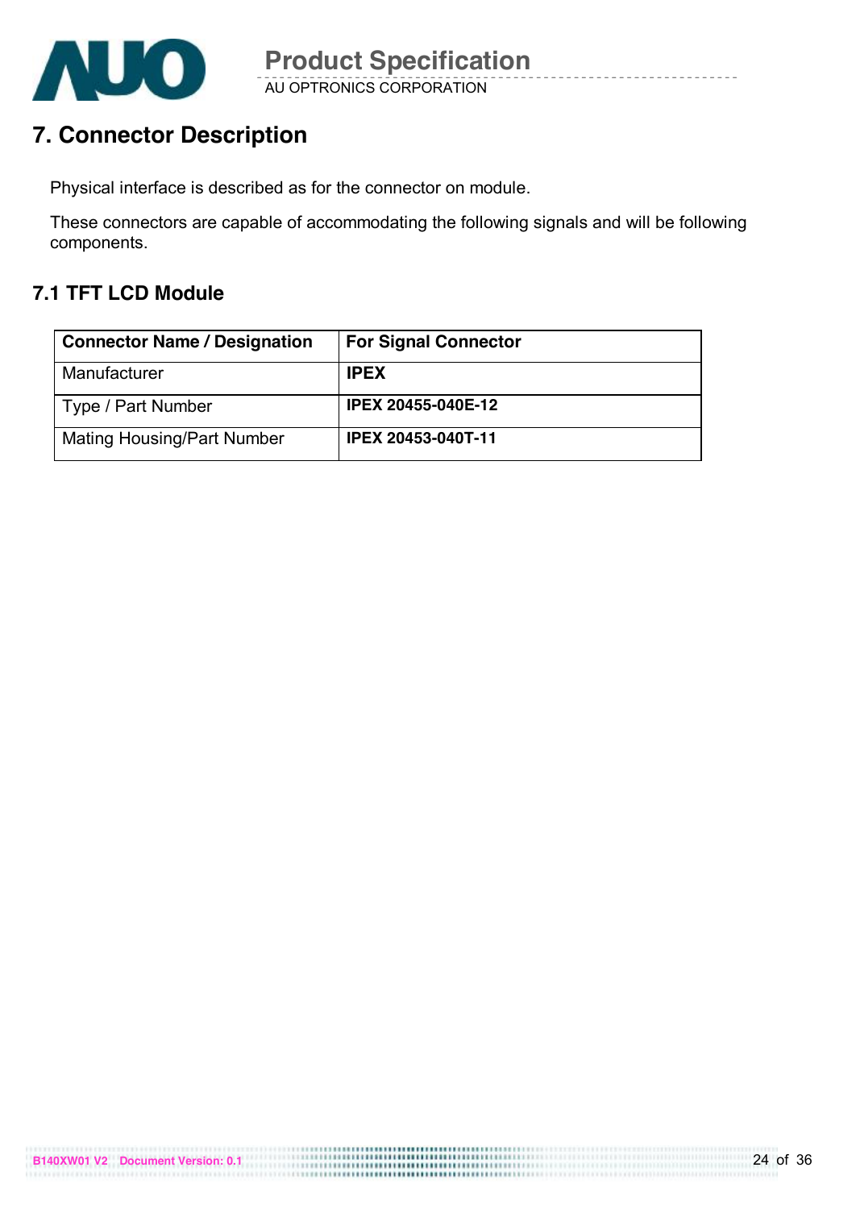# 7. Connector Description

Physical interface is described as for the connector on module.

These connectors are capable of accommodating the following signals and will be following components.

## 7.1 TFT LCD Module

| Connector Name / Designation | For Signal Connector |
|---|---|
| Manufacturer | **IPEX** |
| Type / Part Number | **IPEX 20455-040E-12** |
| Mating Housing/Part Number | **IPEX 20453-040T-11** |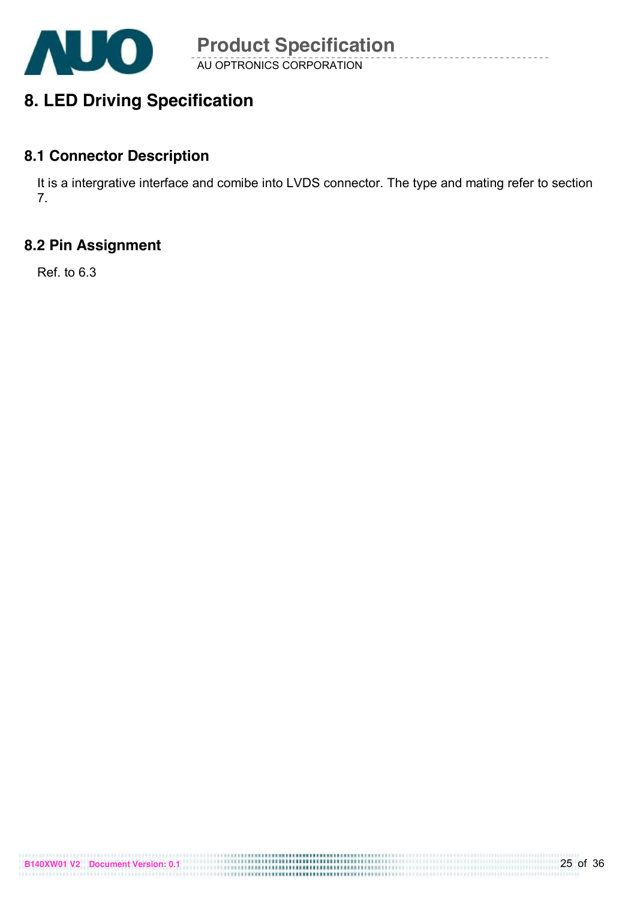# 8. LED Driving Specification

## 8.1 Connector Description

It is a intergrative interface and comibe into LVDS connector. The type and mating refer to section 7.

## 8.2 Pin Assignment

Ref. to 6.3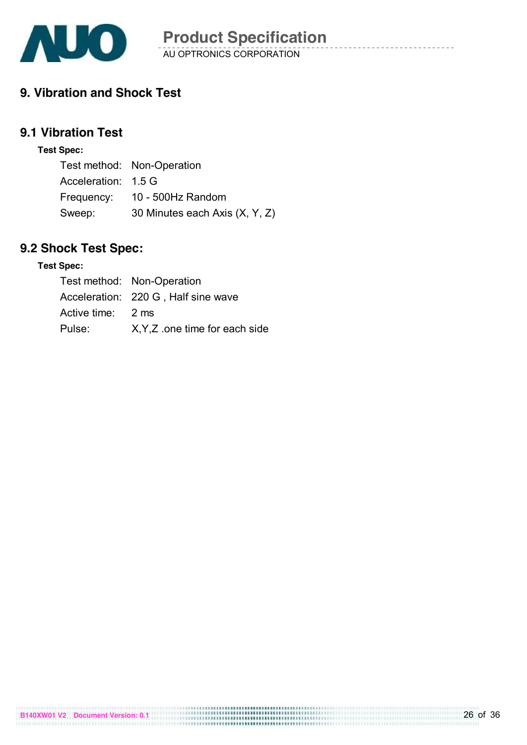## 9. Vibration and Shock Test

### 9.1 Vibration Test

**Test Spec:**

Test method: Non-Operation
Acceleration: 1.5 G
Frequency: 10 - 500Hz Random
Sweep: 30 Minutes each Axis (X, Y, Z)

### 9.2 Shock Test Spec:

**Test Spec:**

Test method: Non-Operation
Acceleration: 220 G , Half sine wave
Active time: 2 ms
Pulse: X,Y,Z .one time for each side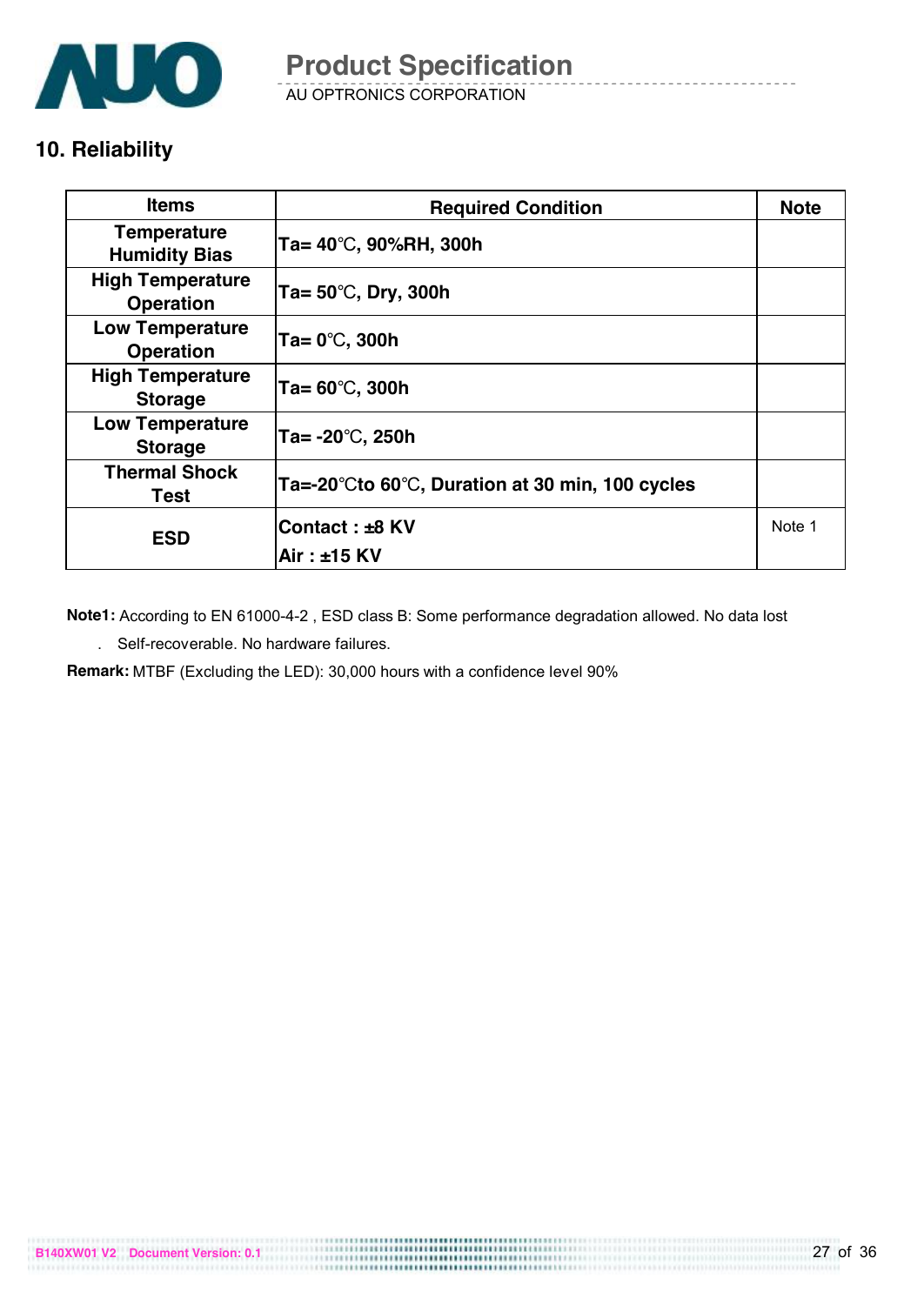## 10. Reliability

| Items | Required Condition | Note |
|---|---|---|
| Temperature Humidity Bias | Ta= 40℃, 90%RH, 300h | |
| High Temperature Operation | Ta= 50℃, Dry, 300h | |
| Low Temperature Operation | Ta= 0℃, 300h | |
| High Temperature Storage | Ta= 60℃, 300h | |
| Low Temperature Storage | Ta= -20℃, 250h | |
| Thermal Shock Test | Ta=-20℃to 60℃, Duration at 30 min, 100 cycles | |
| ESD | Contact : ±8 KV<br>Air : ±15 KV | Note 1 |

**Note1:** According to EN 61000-4-2 , ESD class B: Some performance degradation allowed. No data lost

. Self-recoverable. No hardware failures.

**Remark:** MTBF (Excluding the LED): 30,000 hours with a confidence level 90%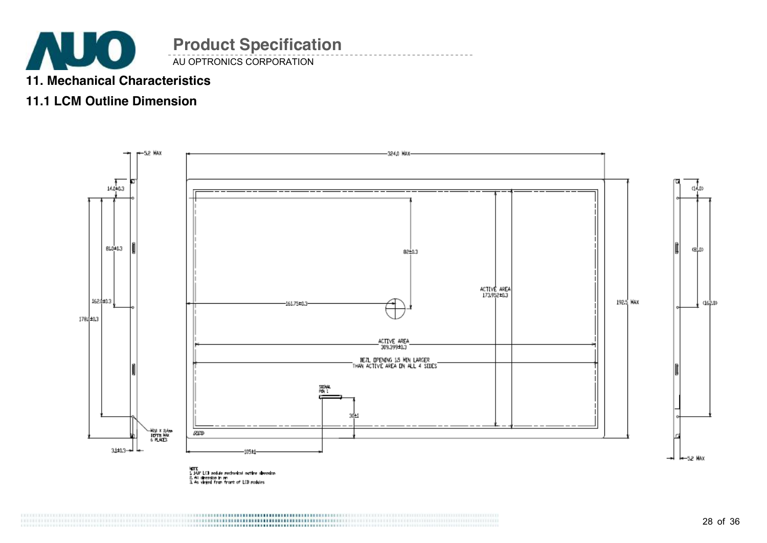## 11. Mechanical Characteristics

### 11.1 LCM Outline Dimension

5.2 MAX

324.0 MAX

14.0±0.3

81.0±0.3

162.1±0.3

178.2±0.3

3.1±0.3

82±0.3

161.75±0.3

ACTIVE AREA
173.952±0.3

192.5 MAX

ACTIVE AREA
309.399±0.3

BEZL OPENING 1.5 MIN LARGER
THAN ACTIVE AREA ON ALL 4 SIDES

SIGNAL
PIN 1

30±1

105±1

M2.0 X 3.4mm
DEPTH MAX
6 PLACES

(14.0)

(81.0)

(162.0)

5.2 MAX

NOTE
1. 14.0" LCD module mechanical outline dimension
2. All dimension in mm
3. As viewed from front of LCD modules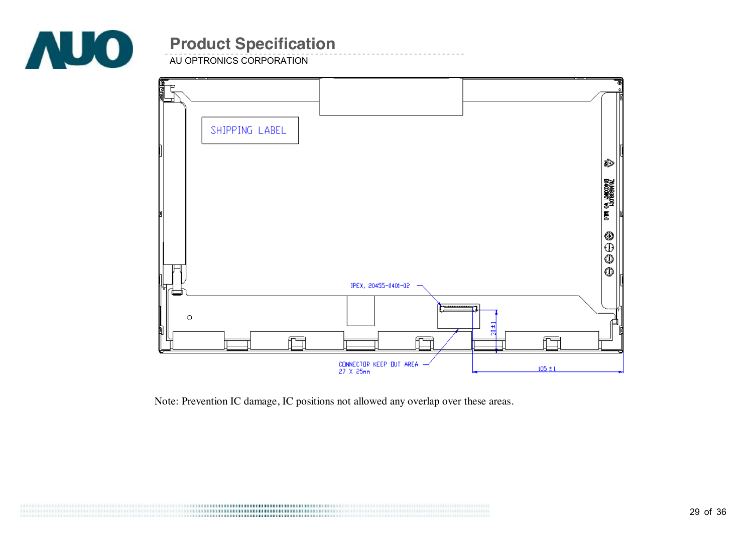SHIPPING LABEL

IPEX, 20455-040I-02

CONNECTOR KEEP OUT AREA
27 X 25mm

30±1

105±1

Note: Prevention IC damage, IC positions not allowed any overlap over these areas.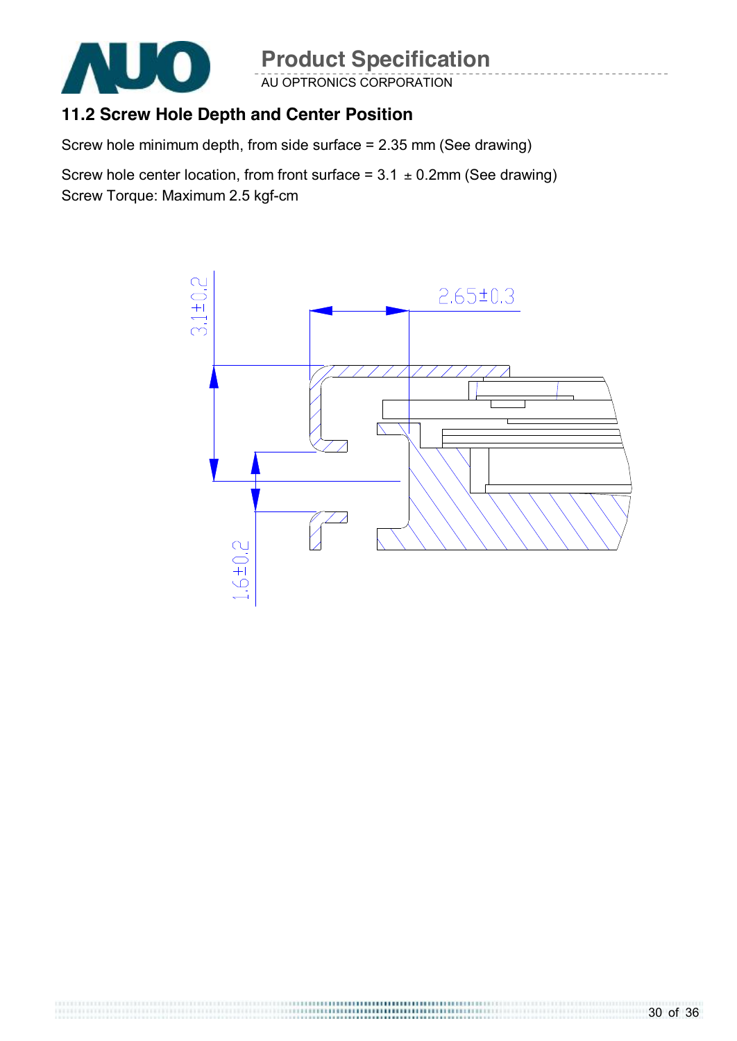## 11.2 Screw Hole Depth and Center Position

Screw hole minimum depth, from side surface = 2.35 mm (See drawing)

Screw hole center location, from front surface = 3.1 ± 0.2mm (See drawing)
Screw Torque: Maximum 2.5 kgf-cm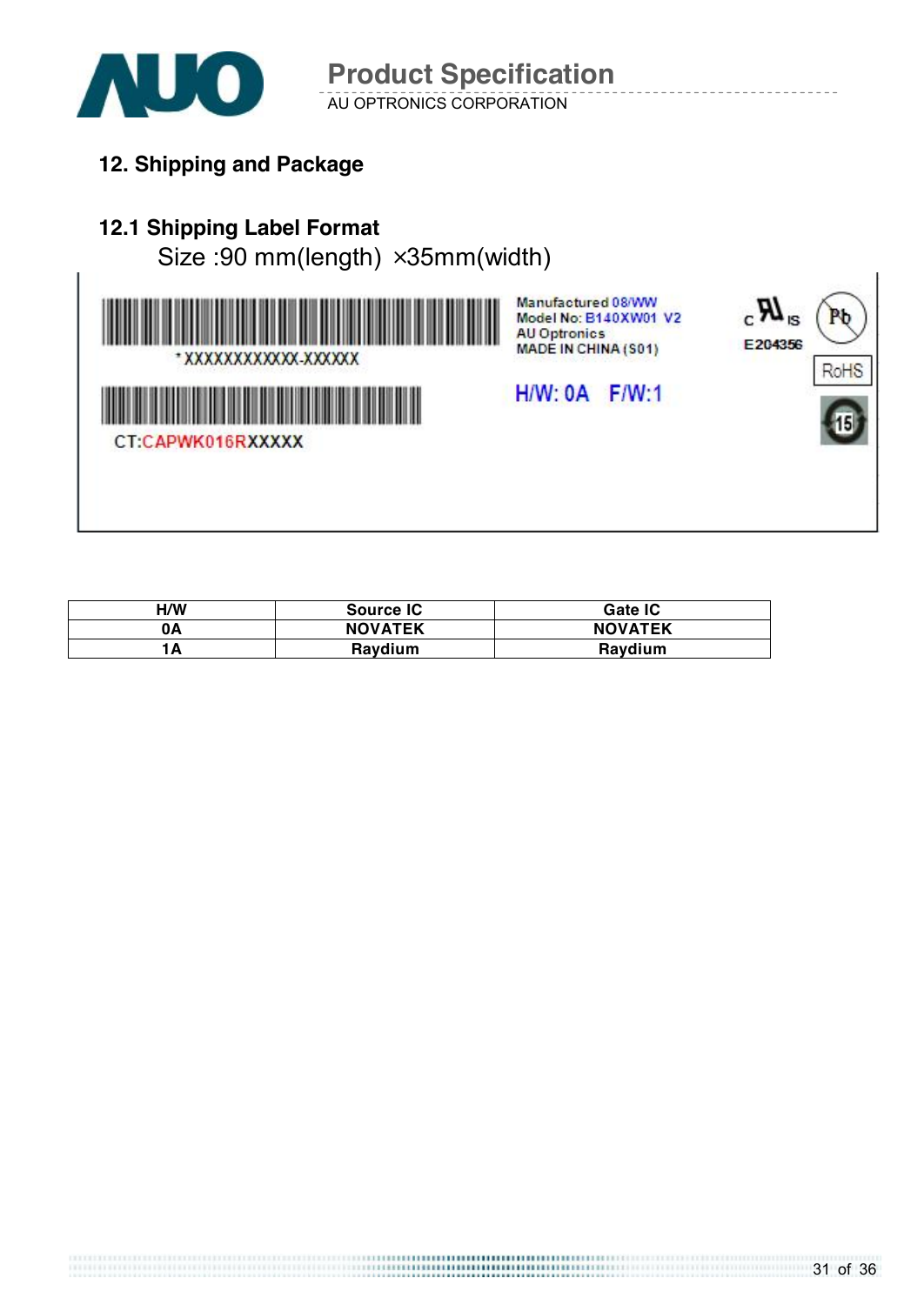## 12. Shipping and Package

### 12.1 Shipping Label Format

Size :90 mm(length) ×35mm(width)

\*XXXXXXXXXXXX-XXXXXX

CT:CAPWK016RXXXXX

Manufactured 08/WW
Model No: B140XW01 V2
AU Optronics
MADE IN CHINA (S01)

H/W: 0A F/W:1

E204356

RoHS

| H/W | Source IC | Gate IC |
|---|---|---|
| 0A | NOVATEK | NOVATEK |
| 1A | Raydium | Raydium |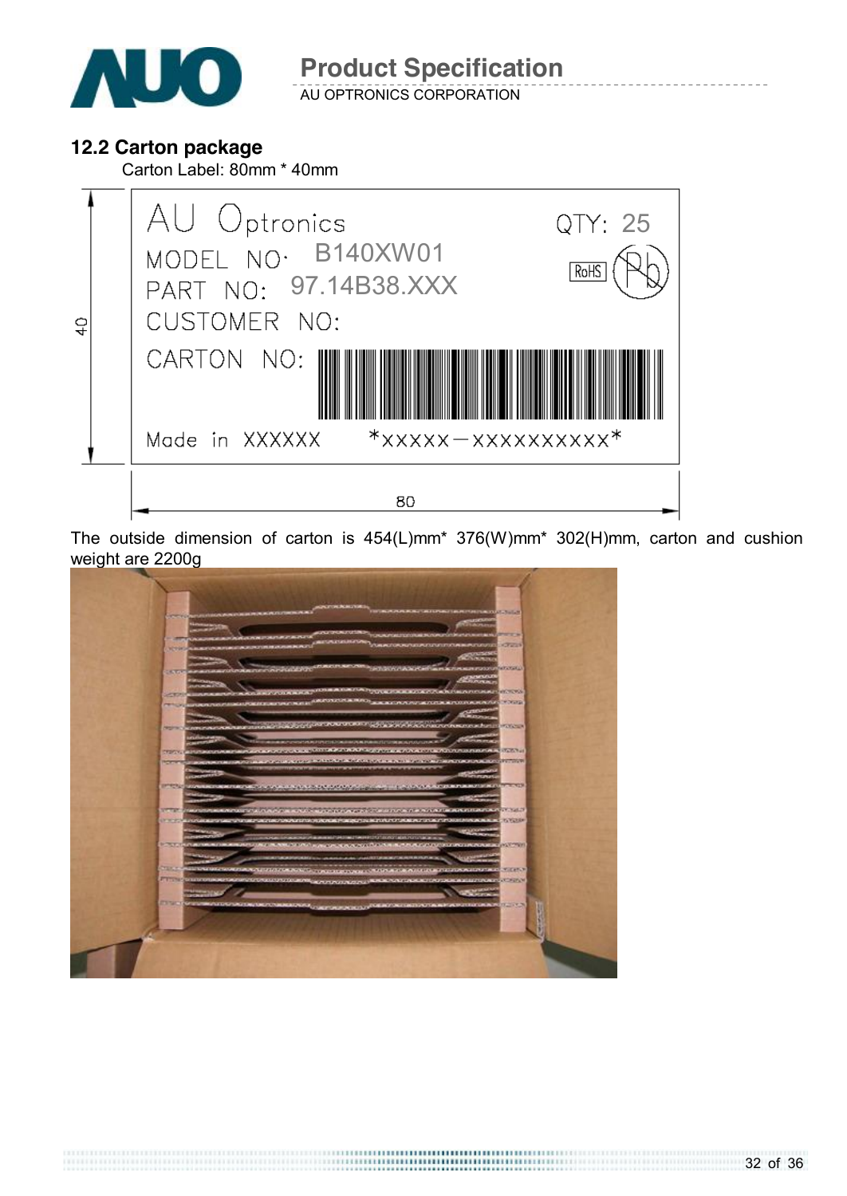## 12.2 Carton package

Carton Label: 80mm * 40mm

AU Optronics

MODEL NO: B140XW01

PART NO: 97.14B38.XXX

CUSTOMER NO:

CARTON NO:

Made in XXXXXX

*XXXXX-XXXXXXXXXX*

QTY: 25

RoHS

40

80

The outside dimension of carton is 454(L)mm* 376(W)mm* 302(H)mm, carton and cushion weight are 2200g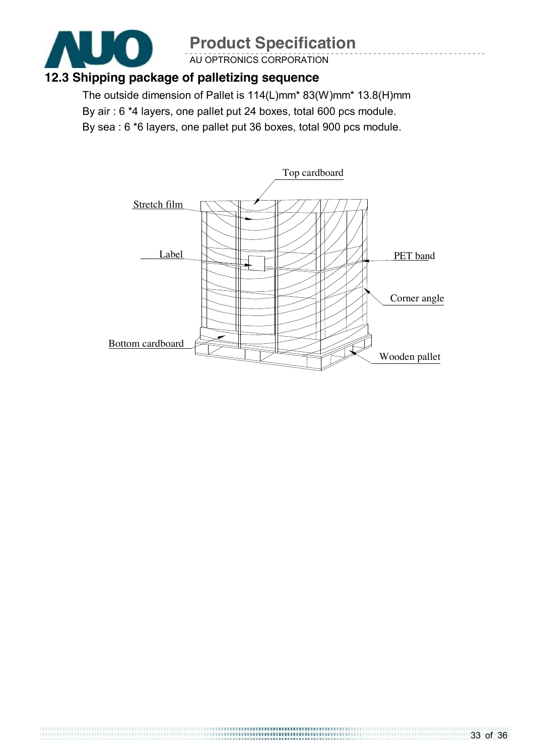## 12.3 Shipping package of palletizing sequence

The outside dimension of Pallet is 114(L)mm* 83(W)mm* 13.8(H)mm

By air : 6 *4 layers, one pallet put 24 boxes, total 600 pcs module.

By sea : 6 *6 layers, one pallet put 36 boxes, total 900 pcs module.

Top cardboard

Stretch film

Label

PET band

Corner angle

Bottom cardboard

Wooden pallet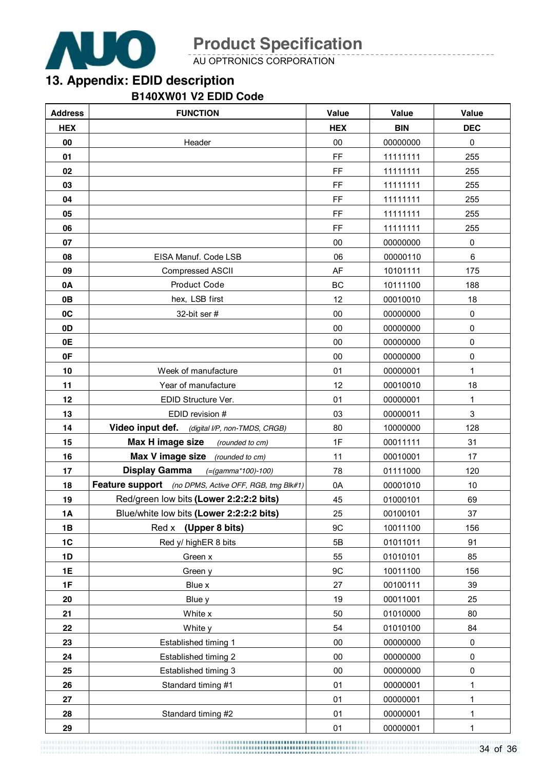## 13. Appendix: EDID description

### B140XW01 V2 EDID Code

| Address | FUNCTION | Value | Value | Value |
|---|---|---|---|---|
| HEX | | HEX | BIN | DEC |
| 00 | Header | 00 | 00000000 | 0 |
| 01 | | FF | 11111111 | 255 |
| 02 | | FF | 11111111 | 255 |
| 03 | | FF | 11111111 | 255 |
| 04 | | FF | 11111111 | 255 |
| 05 | | FF | 11111111 | 255 |
| 06 | | FF | 11111111 | 255 |
| 07 | | 00 | 00000000 | 0 |
| 08 | EISA Manuf. Code LSB | 06 | 00000110 | 6 |
| 09 | Compressed ASCII | AF | 10101111 | 175 |
| 0A | Product Code | BC | 10111100 | 188 |
| 0B | hex, LSB first | 12 | 00010010 | 18 |
| 0C | 32-bit ser # | 00 | 00000000 | 0 |
| 0D | | 00 | 00000000 | 0 |
| 0E | | 00 | 00000000 | 0 |
| 0F | | 00 | 00000000 | 0 |
| 10 | Week of manufacture | 01 | 00000001 | 1 |
| 11 | Year of manufacture | 12 | 00010010 | 18 |
| 12 | EDID Structure Ver. | 01 | 00000001 | 1 |
| 13 | EDID revision # | 03 | 00000011 | 3 |
| 14 | **Video input def.** *(digital I/P, non-TMDS, CRGB)* | 80 | 10000000 | 128 |
| 15 | **Max H image size** *(rounded to cm)* | 1F | 00011111 | 31 |
| 16 | **Max V image size** *(rounded to cm)* | 11 | 00010001 | 17 |
| 17 | **Display Gamma** *(=(gamma*100)-100)* | 78 | 01111000 | 120 |
| 18 | **Feature support** *(no DPMS, Active OFF, RGB, tmg Blk#1)* | 0A | 00001010 | 10 |
| 19 | Red/green low bits **(Lower 2:2:2:2 bits)** | 45 | 01000101 | 69 |
| 1A | Blue/white low bits **(Lower 2:2:2:2 bits)** | 25 | 00100101 | 37 |
| 1B | Red x **(Upper 8 bits)** | 9C | 10011100 | 156 |
| 1C | Red y/ highER 8 bits | 5B | 01011011 | 91 |
| 1D | Green x | 55 | 01010101 | 85 |
| 1E | Green y | 9C | 10011100 | 156 |
| 1F | Blue x | 27 | 00100111 | 39 |
| 20 | Blue y | 19 | 00011001 | 25 |
| 21 | White x | 50 | 01010000 | 80 |
| 22 | White y | 54 | 01010100 | 84 |
| 23 | Established timing 1 | 00 | 00000000 | 0 |
| 24 | Established timing 2 | 00 | 00000000 | 0 |
| 25 | Established timing 3 | 00 | 00000000 | 0 |
| 26 | Standard timing #1 | 01 | 00000001 | 1 |
| 27 | | 01 | 00000001 | 1 |
| 28 | Standard timing #2 | 01 | 00000001 | 1 |
| 29 | | 01 | 00000001 | 1 |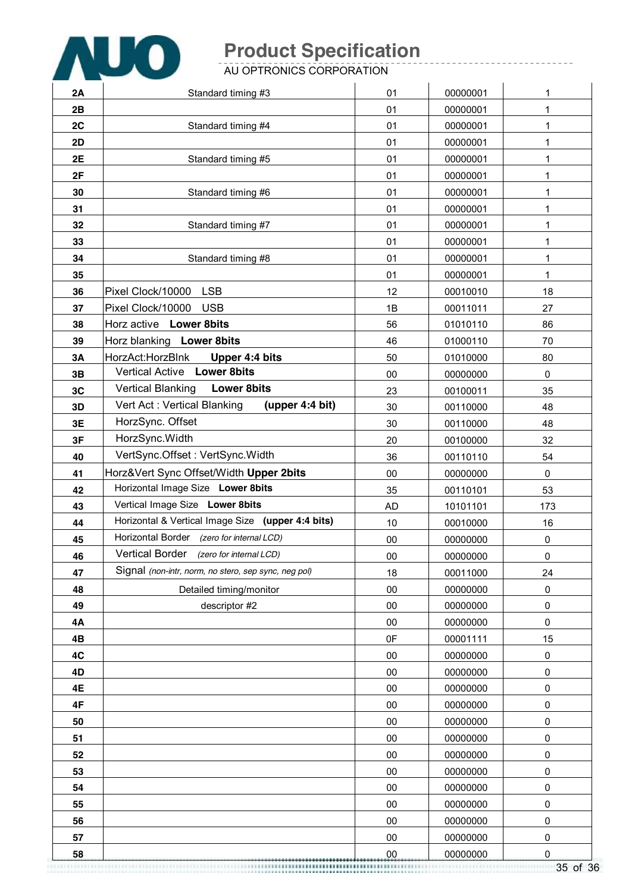| | | | | |
|---|---|---|---|---|
| **2A** | Standard timing #3 | 01 | 00000001 | 1 |
| **2B** | | 01 | 00000001 | 1 |
| **2C** | Standard timing #4 | 01 | 00000001 | 1 |
| **2D** | | 01 | 00000001 | 1 |
| **2E** | Standard timing #5 | 01 | 00000001 | 1 |
| **2F** | | 01 | 00000001 | 1 |
| **30** | Standard timing #6 | 01 | 00000001 | 1 |
| **31** | | 01 | 00000001 | 1 |
| **32** | Standard timing #7 | 01 | 00000001 | 1 |
| **33** | | 01 | 00000001 | 1 |
| **34** | Standard timing #8 | 01 | 00000001 | 1 |
| **35** | | 01 | 00000001 | 1 |
| **36** | Pixel Clock/10000 LSB | 12 | 00010010 | 18 |
| **37** | Pixel Clock/10000 USB | 1B | 00011011 | 27 |
| **38** | Horz active **Lower 8bits** | 56 | 01010110 | 86 |
| **39** | Horz blanking **Lower 8bits** | 46 | 01000110 | 70 |
| **3A** | HorzAct:HorzBlnk **Upper 4:4 bits** | 50 | 01010000 | 80 |
| **3B** | Vertical Active **Lower 8bits** | 00 | 00000000 | 0 |
| **3C** | Vertical Blanking **Lower 8bits** | 23 | 00100011 | 35 |
| **3D** | Vert Act : Vertical Blanking **(upper 4:4 bit)** | 30 | 00110000 | 48 |
| **3E** | HorzSync. Offset | 30 | 00110000 | 48 |
| **3F** | HorzSync.Width | 20 | 00100000 | 32 |
| **40** | VertSync.Offset : VertSync.Width | 36 | 00110110 | 54 |
| **41** | Horz&Vert Sync Offset/Width **Upper 2bits** | 00 | 00000000 | 0 |
| **42** | Horizontal Image Size **Lower 8bits** | 35 | 00110101 | 53 |
| **43** | Vertical Image Size **Lower 8bits** | AD | 10101101 | 173 |
| **44** | Horizontal & Vertical Image Size **(upper 4:4 bits)** | 10 | 00010000 | 16 |
| **45** | Horizontal Border *(zero for internal LCD)* | 00 | 00000000 | 0 |
| **46** | Vertical Border *(zero for internal LCD)* | 00 | 00000000 | 0 |
| **47** | Signal *(non-intr, norm, no stero, sep sync, neg pol)* | 18 | 00011000 | 24 |
| **48** | Detailed timing/monitor | 00 | 00000000 | 0 |
| **49** | descriptor #2 | 00 | 00000000 | 0 |
| **4A** | | 00 | 00000000 | 0 |
| **4B** | | 0F | 00001111 | 15 |
| **4C** | | 00 | 00000000 | 0 |
| **4D** | | 00 | 00000000 | 0 |
| **4E** | | 00 | 00000000 | 0 |
| **4F** | | 00 | 00000000 | 0 |
| **50** | | 00 | 00000000 | 0 |
| **51** | | 00 | 00000000 | 0 |
| **52** | | 00 | 00000000 | 0 |
| **53** | | 00 | 00000000 | 0 |
| **54** | | 00 | 00000000 | 0 |
| **55** | | 00 | 00000000 | 0 |
| **56** | | 00 | 00000000 | 0 |
| **57** | | 00 | 00000000 | 0 |
| **58** | | 00 | 00000000 | 0 |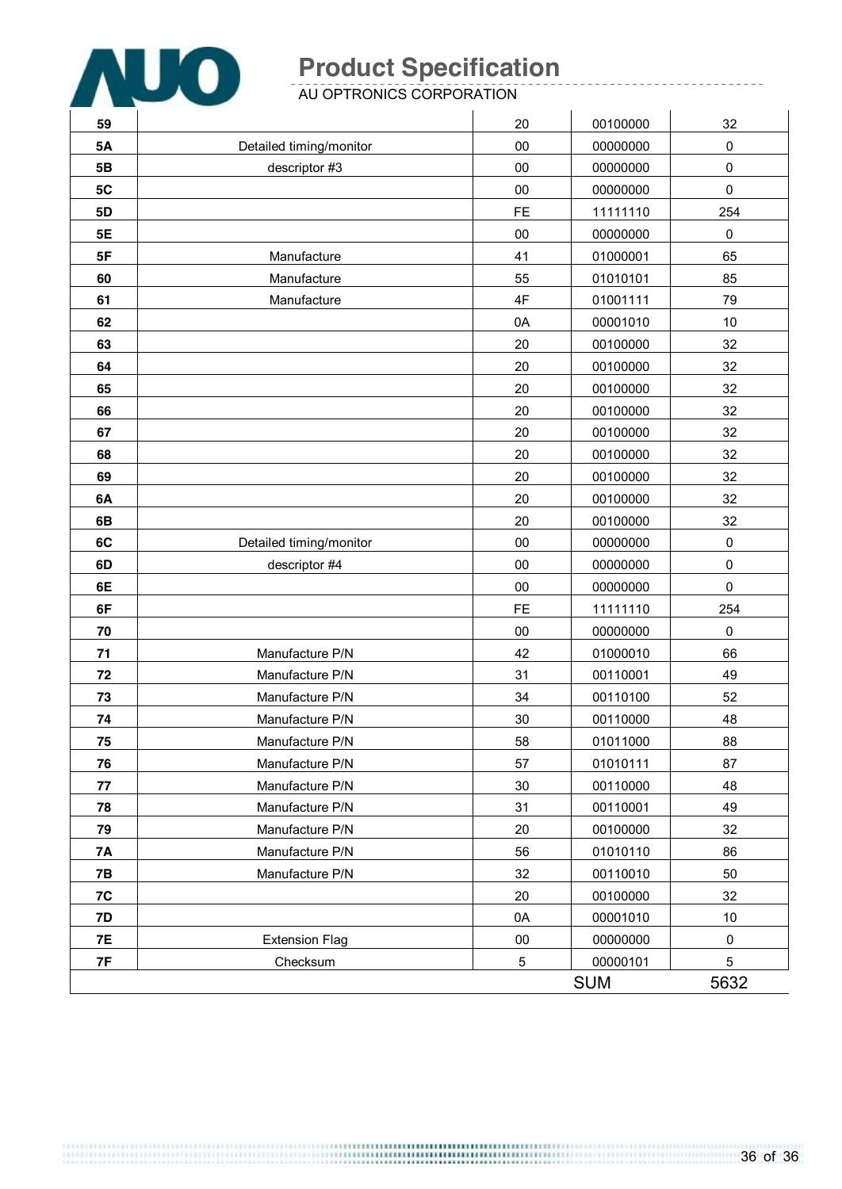| | | | | |
|---|---|---|---|---|
| 59 | | 20 | 00100000 | 32 |
| 5A | Detailed timing/monitor | 00 | 00000000 | 0 |
| 5B | descriptor #3 | 00 | 00000000 | 0 |
| 5C | | 00 | 00000000 | 0 |
| 5D | | FE | 11111110 | 254 |
| 5E | | 00 | 00000000 | 0 |
| 5F | Manufacture | 41 | 01000001 | 65 |
| 60 | Manufacture | 55 | 01010101 | 85 |
| 61 | Manufacture | 4F | 01001111 | 79 |
| 62 | | 0A | 00001010 | 10 |
| 63 | | 20 | 00100000 | 32 |
| 64 | | 20 | 00100000 | 32 |
| 65 | | 20 | 00100000 | 32 |
| 66 | | 20 | 00100000 | 32 |
| 67 | | 20 | 00100000 | 32 |
| 68 | | 20 | 00100000 | 32 |
| 69 | | 20 | 00100000 | 32 |
| 6A | | 20 | 00100000 | 32 |
| 6B | | 20 | 00100000 | 32 |
| 6C | Detailed timing/monitor | 00 | 00000000 | 0 |
| 6D | descriptor #4 | 00 | 00000000 | 0 |
| 6E | | 00 | 00000000 | 0 |
| 6F | | FE | 11111110 | 254 |
| 70 | | 00 | 00000000 | 0 |
| 71 | Manufacture P/N | 42 | 01000010 | 66 |
| 72 | Manufacture P/N | 31 | 00110001 | 49 |
| 73 | Manufacture P/N | 34 | 00110100 | 52 |
| 74 | Manufacture P/N | 30 | 00110000 | 48 |
| 75 | Manufacture P/N | 58 | 01011000 | 88 |
| 76 | Manufacture P/N | 57 | 01010111 | 87 |
| 77 | Manufacture P/N | 30 | 00110000 | 48 |
| 78 | Manufacture P/N | 31 | 00110001 | 49 |
| 79 | Manufacture P/N | 20 | 00100000 | 32 |
| 7A | Manufacture P/N | 56 | 01010110 | 86 |
| 7B | Manufacture P/N | 32 | 00110010 | 50 |
| 7C | | 20 | 00100000 | 32 |
| 7D | | 0A | 00001010 | 10 |
| 7E | Extension Flag | 00 | 00000000 | 0 |
| 7F | Checksum | 5 | 00000101 | 5 |
| | | | SUM | 5632 |